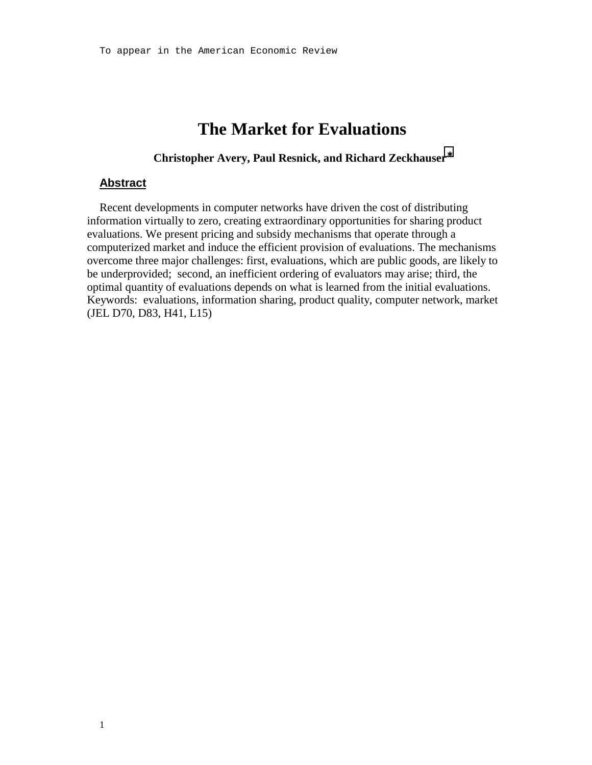To appear in the American Economic Review

# The Market for Evaluations

**Christopher Avery, Paul Resnick, and Richard Zeckhauser*** 

## Abstract

Recent developments in computer networks have driven the cost of distributing information virtually to zero, creating extraordinary opportunities for sharing product evaluations. We present pricing and subsidy mechanisms that operate through a computerized market and induce the efficient provision of evaluations. The mechanisms overcome three major challenges: first, evaluations, which are public goods, are likely to be underprovided; second, an inefficient ordering of evaluators may arise; third, the optimal quantity of evaluations depends on what is learned from the initial evaluations.
Keywords: evaluations, information sharing, product quality, computer network, market (JEL D70, D83, H41, L15)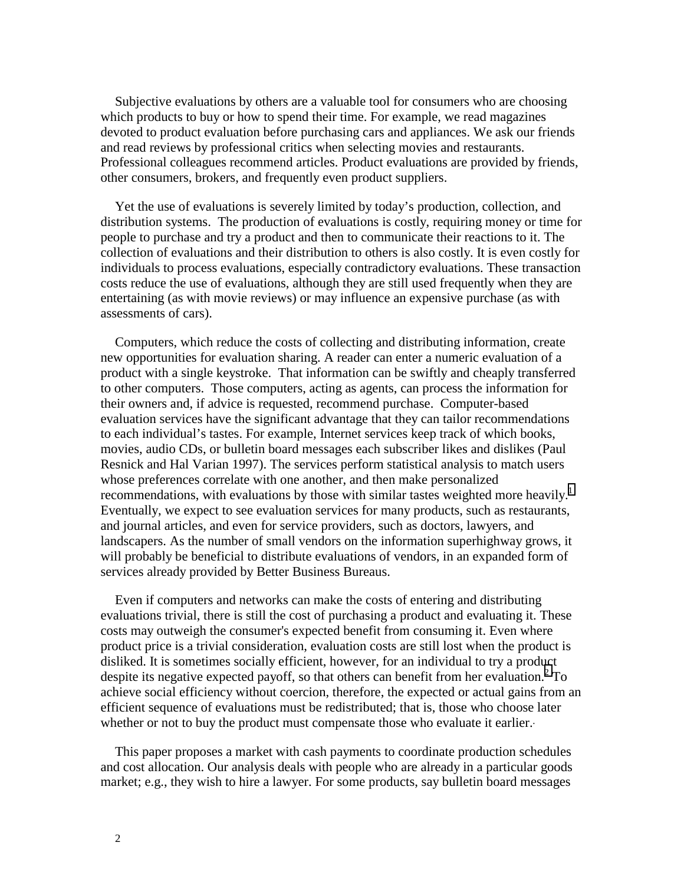Subjective evaluations by others are a valuable tool for consumers who are choosing which products to buy or how to spend their time. For example, we read magazines devoted to product evaluation before purchasing cars and appliances. We ask our friends and read reviews by professional critics when selecting movies and restaurants. Professional colleagues recommend articles. Product evaluations are provided by friends, other consumers, brokers, and frequently even product suppliers.

Yet the use of evaluations is severely limited by today's production, collection, and distribution systems. The production of evaluations is costly, requiring money or time for people to purchase and try a product and then to communicate their reactions to it. The collection of evaluations and their distribution to others is also costly. It is even costly for individuals to process evaluations, especially contradictory evaluations. These transaction costs reduce the use of evaluations, although they are still used frequently when they are entertaining (as with movie reviews) or may influence an expensive purchase (as with assessments of cars).

Computers, which reduce the costs of collecting and distributing information, create new opportunities for evaluation sharing. A reader can enter a numeric evaluation of a product with a single keystroke. That information can be swiftly and cheaply transferred to other computers. Those computers, acting as agents, can process the information for their owners and, if advice is requested, recommend purchase. Computer-based evaluation services have the significant advantage that they can tailor recommendations to each individual's tastes. For example, Internet services keep track of which books, movies, audio CDs, or bulletin board messages each subscriber likes and dislikes (Paul Resnick and Hal Varian 1997). The services perform statistical analysis to match users whose preferences correlate with one another, and then make personalized recommendations, with evaluations by those with similar tastes weighted more heavily.[1] Eventually, we expect to see evaluation services for many products, such as restaurants, and journal articles, and even for service providers, such as doctors, lawyers, and landscapers. As the number of small vendors on the information superhighway grows, it will probably be beneficial to distribute evaluations of vendors, in an expanded form of services already provided by Better Business Bureaus.

Even if computers and networks can make the costs of entering and distributing evaluations trivial, there is still the cost of purchasing a product and evaluating it. These costs may outweigh the consumer's expected benefit from consuming it. Even where product price is a trivial consideration, evaluation costs are still lost when the product is disliked. It is sometimes socially efficient, however, for an individual to try a product despite its negative expected payoff, so that others can benefit from her evaluation.[2] To achieve social efficiency without coercion, therefore, the expected or actual gains from an efficient sequence of evaluations must be redistributed; that is, those who choose later whether or not to buy the product must compensate those who evaluate it earlier.

This paper proposes a market with cash payments to coordinate production schedules and cost allocation. Our analysis deals with people who are already in a particular goods market; e.g., they wish to hire a lawyer. For some products, say bulletin board messages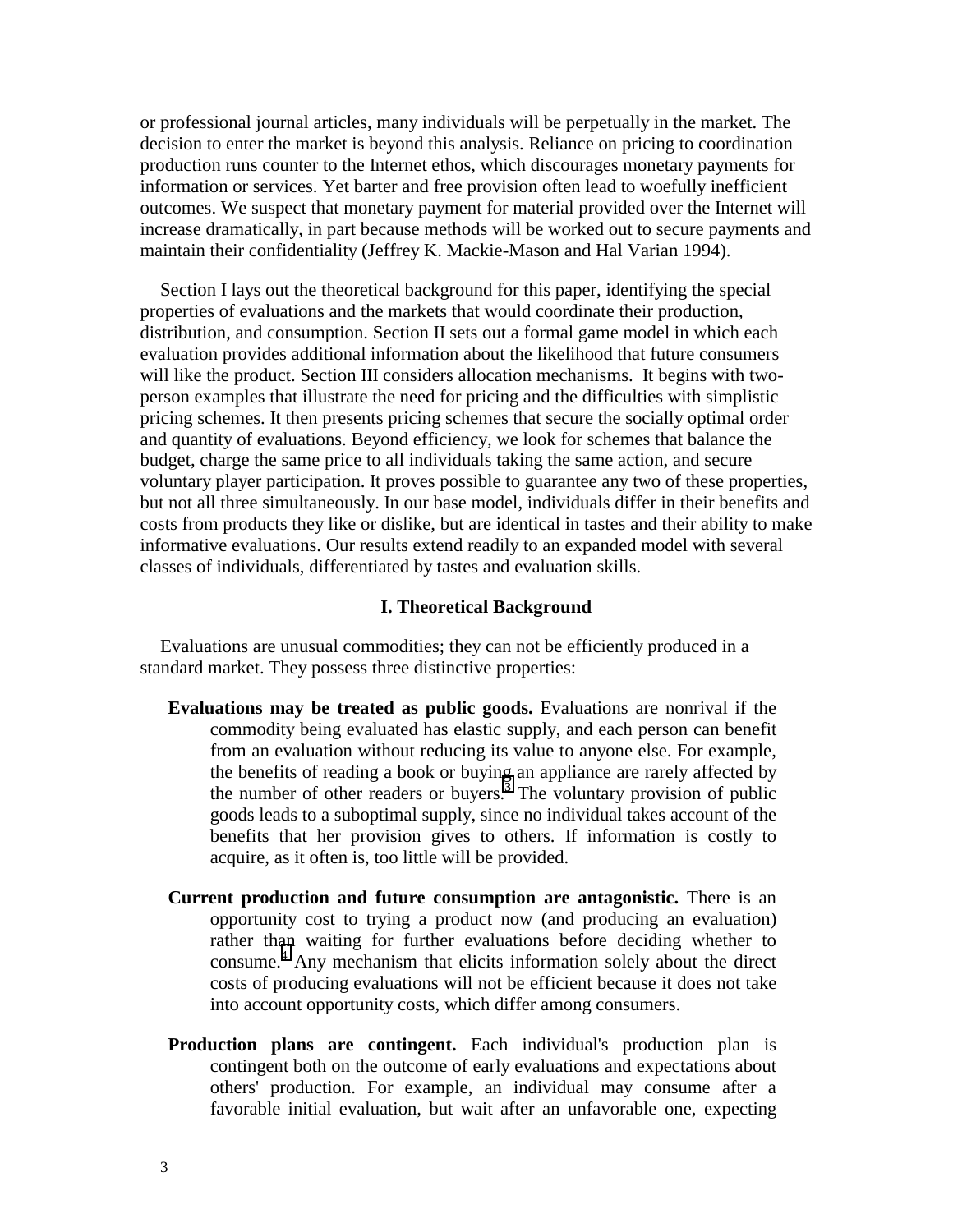or professional journal articles, many individuals will be perpetually in the market. The decision to enter the market is beyond this analysis. Reliance on pricing to coordination production runs counter to the Internet ethos, which discourages monetary payments for information or services. Yet barter and free provision often lead to woefully inefficient outcomes. We suspect that monetary payment for material provided over the Internet will increase dramatically, in part because methods will be worked out to secure payments and maintain their confidentiality (Jeffrey K. Mackie-Mason and Hal Varian 1994).

Section I lays out the theoretical background for this paper, identifying the special properties of evaluations and the markets that would coordinate their production, distribution, and consumption. Section II sets out a formal game model in which each evaluation provides additional information about the likelihood that future consumers will like the product. Section III considers allocation mechanisms. It begins with two-person examples that illustrate the need for pricing and the difficulties with simplistic pricing schemes. It then presents pricing schemes that secure the socially optimal order and quantity of evaluations. Beyond efficiency, we look for schemes that balance the budget, charge the same price to all individuals taking the same action, and secure voluntary player participation. It proves possible to guarantee any two of these properties, but not all three simultaneously. In our base model, individuals differ in their benefits and costs from products they like or dislike, but are identical in tastes and their ability to make informative evaluations. Our results extend readily to an expanded model with several classes of individuals, differentiated by tastes and evaluation skills.

## I. Theoretical Background

Evaluations are unusual commodities; they can not be efficiently produced in a standard market. They possess three distinctive properties:

**Evaluations may be treated as public goods.** Evaluations are nonrival if the commodity being evaluated has elastic supply, and each person can benefit from an evaluation without reducing its value to anyone else. For example, the benefits of reading a book or buying an appliance are rarely affected by the number of other readers or buyers.[3] The voluntary provision of public goods leads to a suboptimal supply, since no individual takes account of the benefits that her provision gives to others. If information is costly to acquire, as it often is, too little will be provided.

**Current production and future consumption are antagonistic.** There is an opportunity cost to trying a product now (and producing an evaluation) rather than waiting for further evaluations before deciding whether to consume.[4] Any mechanism that elicits information solely about the direct costs of producing evaluations will not be efficient because it does not take into account opportunity costs, which differ among consumers.

**Production plans are contingent.** Each individual's production plan is contingent both on the outcome of early evaluations and expectations about others' production. For example, an individual may consume after a favorable initial evaluation, but wait after an unfavorable one, expecting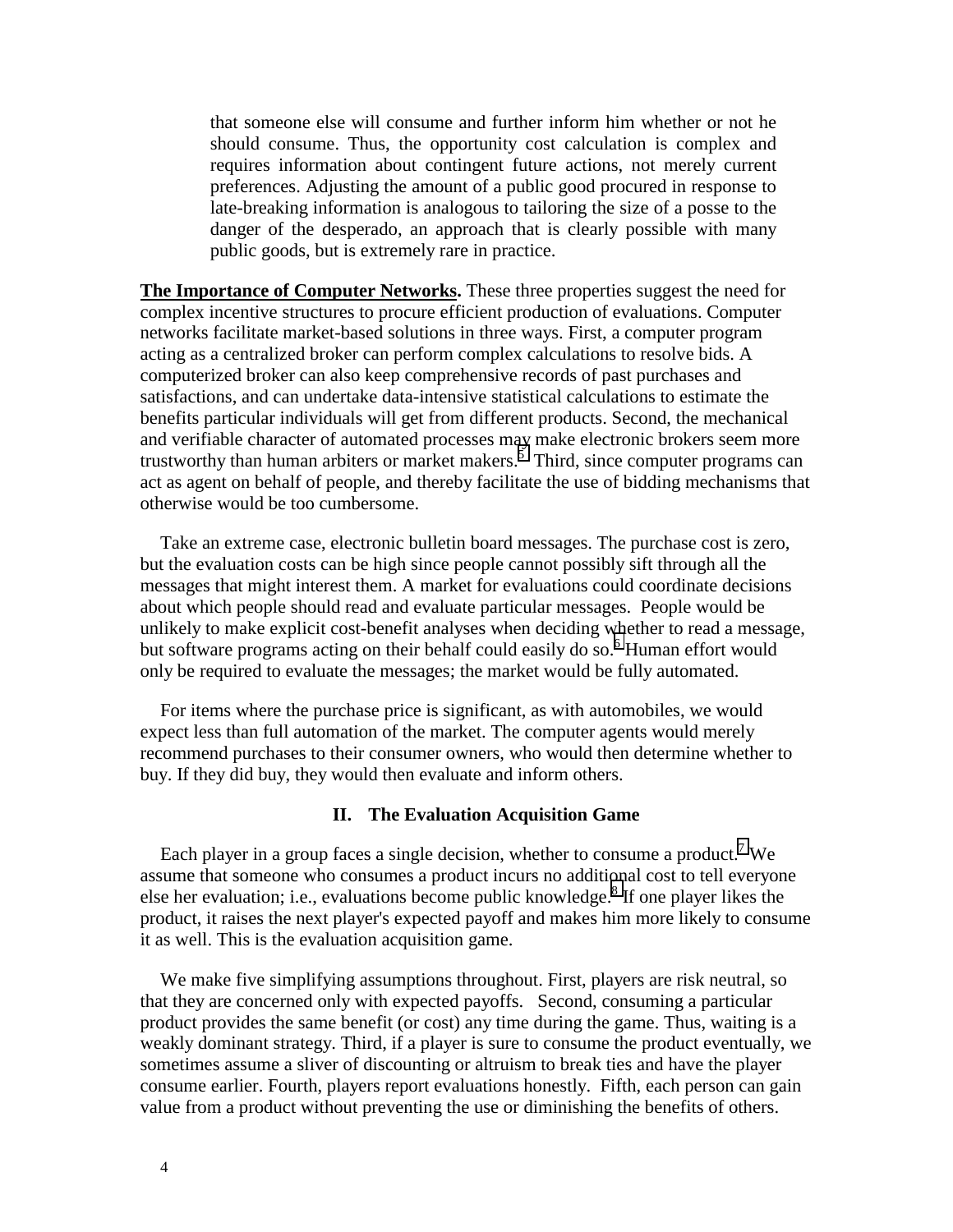that someone else will consume and further inform him whether or not he should consume. Thus, the opportunity cost calculation is complex and requires information about contingent future actions, not merely current preferences. Adjusting the amount of a public good procured in response to late-breaking information is analogous to tailoring the size of a posse to the danger of the desperado, an approach that is clearly possible with many public goods, but is extremely rare in practice.

**The Importance of Computer Networks.** These three properties suggest the need for complex incentive structures to procure efficient production of evaluations. Computer networks facilitate market-based solutions in three ways. First, a computer program acting as a centralized broker can perform complex calculations to resolve bids. A computerized broker can also keep comprehensive records of past purchases and satisfactions, and can undertake data-intensive statistical calculations to estimate the benefits particular individuals will get from different products. Second, the mechanical and verifiable character of automated processes may make electronic brokers seem more trustworthy than human arbiters or market makers.[5] Third, since computer programs can act as agent on behalf of people, and thereby facilitate the use of bidding mechanisms that otherwise would be too cumbersome.

Take an extreme case, electronic bulletin board messages. The purchase cost is zero, but the evaluation costs can be high since people cannot possibly sift through all the messages that might interest them. A market for evaluations could coordinate decisions about which people should read and evaluate particular messages. People would be unlikely to make explicit cost-benefit analyses when deciding whether to read a message, but software programs acting on their behalf could easily do so.[6] Human effort would only be required to evaluate the messages; the market would be fully automated.

For items where the purchase price is significant, as with automobiles, we would expect less than full automation of the market. The computer agents would merely recommend purchases to their consumer owners, who would then determine whether to buy. If they did buy, they would then evaluate and inform others.

## II. The Evaluation Acquisition Game

Each player in a group faces a single decision, whether to consume a product.[7] We assume that someone who consumes a product incurs no additional cost to tell everyone else her evaluation; i.e., evaluations become public knowledge.[8] If one player likes the product, it raises the next player's expected payoff and makes him more likely to consume it as well. This is the evaluation acquisition game.

We make five simplifying assumptions throughout. First, players are risk neutral, so that they are concerned only with expected payoffs. Second, consuming a particular product provides the same benefit (or cost) any time during the game. Thus, waiting is a weakly dominant strategy. Third, if a player is sure to consume the product eventually, we sometimes assume a sliver of discounting or altruism to break ties and have the player consume earlier. Fourth, players report evaluations honestly. Fifth, each person can gain value from a product without preventing the use or diminishing the benefits of others.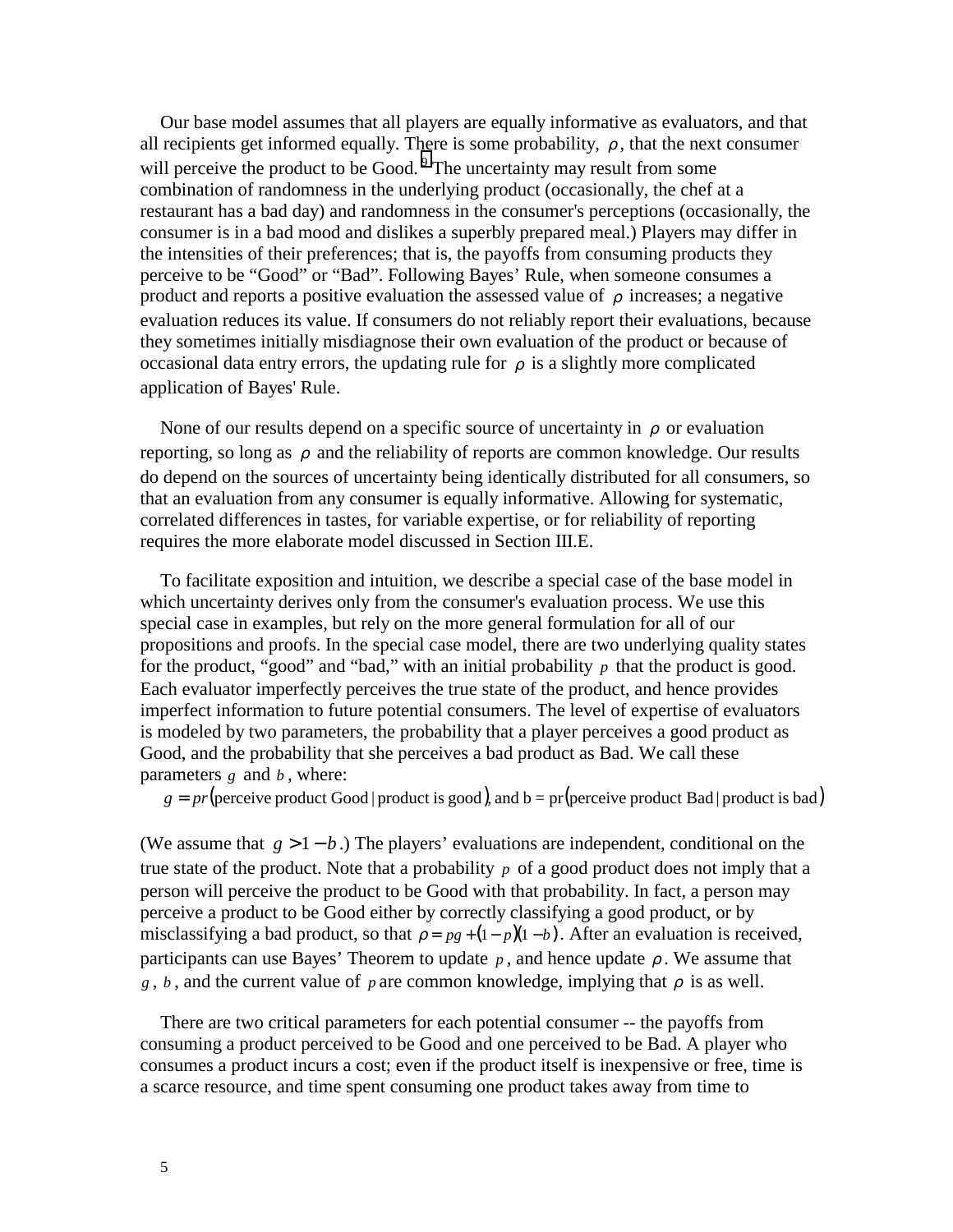Our base model assumes that all players are equally informative as evaluators, and that all recipients get informed equally. There is some probability, $\rho$, that the next consumer will perceive the product to be Good.[5] The uncertainty may result from some combination of randomness in the underlying product (occasionally, the chef at a restaurant has a bad day) and randomness in the consumer's perceptions (occasionally, the consumer is in a bad mood and dislikes a superbly prepared meal.) Players may differ in the intensities of their preferences; that is, the payoffs from consuming products they perceive to be "Good" or "Bad". Following Bayes' Rule, when someone consumes a product and reports a positive evaluation the assessed value of $\rho$ increases; a negative evaluation reduces its value. If consumers do not reliably report their evaluations, because they sometimes initially misdiagnose their own evaluation of the product or because of occasional data entry errors, the updating rule for $\rho$ is a slightly more complicated application of Bayes' Rule.

None of our results depend on a specific source of uncertainty in $\rho$ or evaluation reporting, so long as $\rho$ and the reliability of reports are common knowledge. Our results do depend on the sources of uncertainty being identically distributed for all consumers, so that an evaluation from any consumer is equally informative. Allowing for systematic, correlated differences in tastes, for variable expertise, or for reliability of reporting requires the more elaborate model discussed in Section III.E.

To facilitate exposition and intuition, we describe a special case of the base model in which uncertainty derives only from the consumer's evaluation process. We use this special case in examples, but rely on the more general formulation for all of our propositions and proofs. In the special case model, there are two underlying quality states for the product, "good" and "bad," with an initial probability $p$ that the product is good. Each evaluator imperfectly perceives the true state of the product, and hence provides imperfect information to future potential consumers. The level of expertise of evaluators is modeled by two parameters, the probability that a player perceives a good product as Good, and the probability that she perceives a bad product as Bad. We call these parameters $g$ and $b$, where:

$$g = pr(\text{perceive product Good} \mid \text{product is good}), \text{ and } b = pr(\text{perceive product Bad} \mid \text{product is bad})$$

(We assume that $g > 1 - b$.) The players' evaluations are independent, conditional on the true state of the product. Note that a probability $p$ of a good product does not imply that a person will perceive the product to be Good with that probability. In fact, a person may perceive a product to be Good either by correctly classifying a good product, or by misclassifying a bad product, so that $\rho = pg + (1-p)(1-b)$. After an evaluation is received, participants can use Bayes' Theorem to update $p$, and hence update $\rho$. We assume that $g$, $b$, and the current value of $p$ are common knowledge, implying that $\rho$ is as well.

There are two critical parameters for each potential consumer -- the payoffs from consuming a product perceived to be Good and one perceived to be Bad. A player who consumes a product incurs a cost; even if the product itself is inexpensive or free, time is a scarce resource, and time spent consuming one product takes away from time to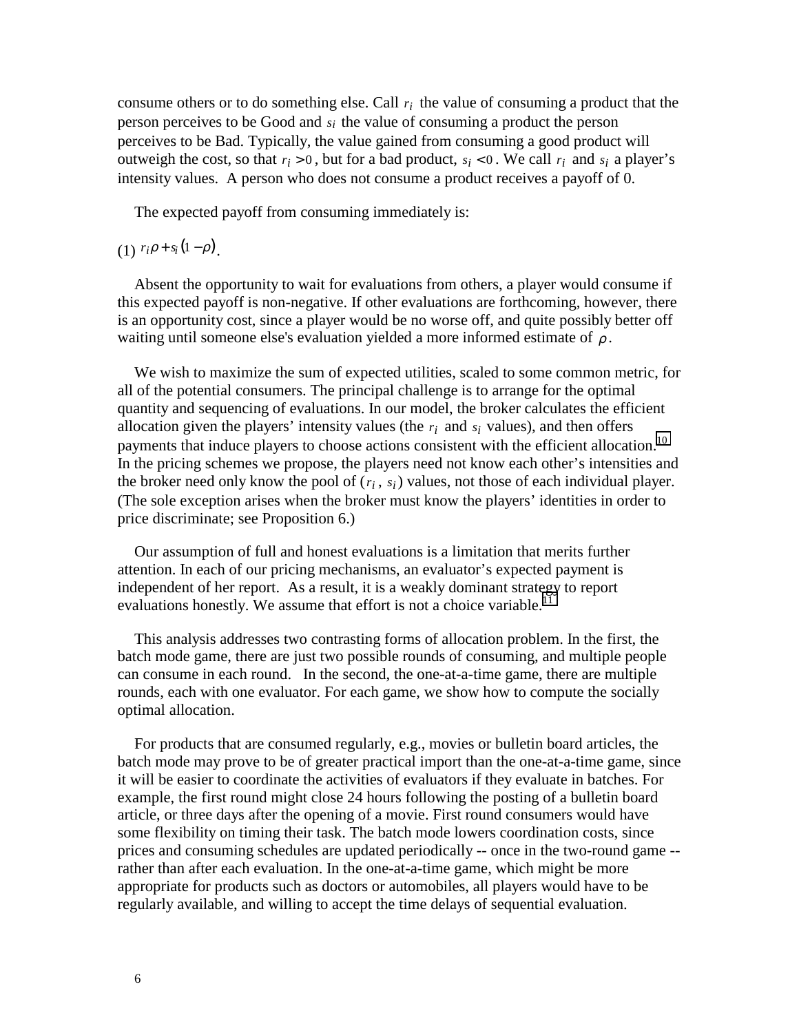consume others or to do something else. Call $r_i$ the value of consuming a product that the person perceives to be Good and $s_i$ the value of consuming a product the person perceives to be Bad. Typically, the value gained from consuming a good product will outweigh the cost, so that $r_i > 0$, but for a bad product, $s_i < 0$. We call $r_i$ and $s_i$ a player's intensity values. A person who does not consume a product receives a payoff of 0.

The expected payoff from consuming immediately is:

(1) $r_i \rho + s_i (1 - \rho)$.

Absent the opportunity to wait for evaluations from others, a player would consume if this expected payoff is non-negative. If other evaluations are forthcoming, however, there is an opportunity cost, since a player would be no worse off, and quite possibly better off waiting until someone else's evaluation yielded a more informed estimate of $\rho$.

We wish to maximize the sum of expected utilities, scaled to some common metric, for all of the potential consumers. The principal challenge is to arrange for the optimal quantity and sequencing of evaluations. In our model, the broker calculates the efficient allocation given the players' intensity values (the $r_i$ and $s_i$ values), and then offers payments that induce players to choose actions consistent with the efficient allocation.[10] In the pricing schemes we propose, the players need not know each other's intensities and the broker need only know the pool of ($r_i$, $s_i$) values, not those of each individual player. (The sole exception arises when the broker must know the players' identities in order to price discriminate; see Proposition 6.)

Our assumption of full and honest evaluations is a limitation that merits further attention. In each of our pricing mechanisms, an evaluator's expected payment is independent of her report. As a result, it is a weakly dominant strategy to report evaluations honestly. We assume that effort is not a choice variable.[11]

This analysis addresses two contrasting forms of allocation problem. In the first, the batch mode game, there are just two possible rounds of consuming, and multiple people can consume in each round. In the second, the one-at-a-time game, there are multiple rounds, each with one evaluator. For each game, we show how to compute the socially optimal allocation.

For products that are consumed regularly, e.g., movies or bulletin board articles, the batch mode may prove to be of greater practical import than the one-at-a-time game, since it will be easier to coordinate the activities of evaluators if they evaluate in batches. For example, the first round might close 24 hours following the posting of a bulletin board article, or three days after the opening of a movie. First round consumers would have some flexibility on timing their task. The batch mode lowers coordination costs, since prices and consuming schedules are updated periodically -- once in the two-round game -- rather than after each evaluation. In the one-at-a-time game, which might be more appropriate for products such as doctors or automobiles, all players would have to be regularly available, and willing to accept the time delays of sequential evaluation.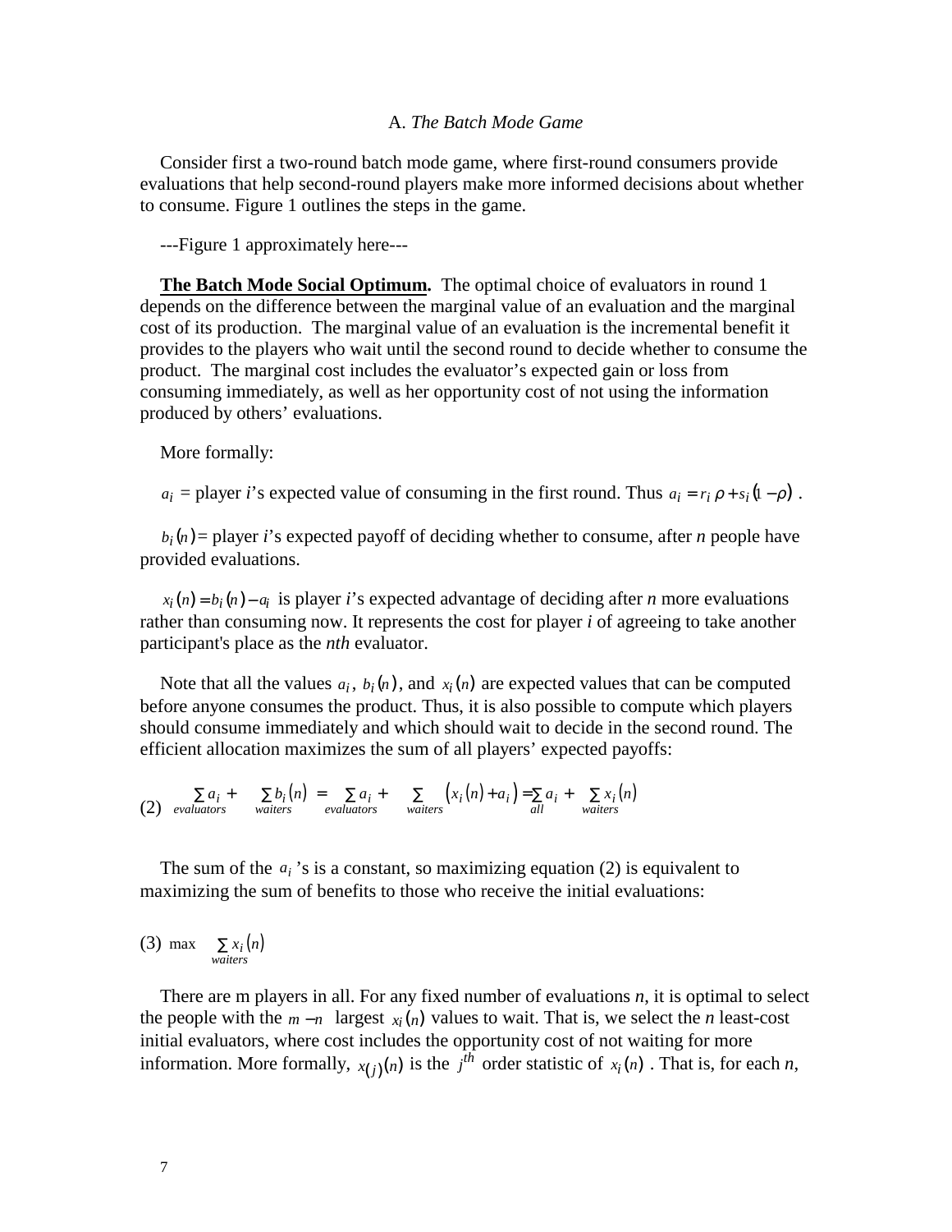### A. *The Batch Mode Game*

Consider first a two-round batch mode game, where first-round consumers provide evaluations that help second-round players make more informed decisions about whether to consume. Figure 1 outlines the steps in the game.

---Figure 1 approximately here---

**The Batch Mode Social Optimum.** The optimal choice of evaluators in round 1 depends on the difference between the marginal value of an evaluation and the marginal cost of its production. The marginal value of an evaluation is the incremental benefit it provides to the players who wait until the second round to decide whether to consume the product. The marginal cost includes the evaluator's expected gain or loss from consuming immediately, as well as her opportunity cost of not using the information produced by others' evaluations.

More formally:

$a_i$ = player *i*'s expected value of consuming in the first round. Thus $a_i = r_i \rho + s_i(1-\rho)$ .

$b_i(n)$ = player *i*'s expected payoff of deciding whether to consume, after *n* people have provided evaluations.

$x_i(n) = b_i(n) - a_i$ is player *i*'s expected advantage of deciding after *n* more evaluations rather than consuming now. It represents the cost for player *i* of agreeing to take another participant's place as the *nth* evaluator.

Note that all the values $a_i$, $b_i(n)$, and $x_i(n)$ are expected values that can be computed before anyone consumes the product. Thus, it is also possible to compute which players should consume immediately and which should wait to decide in the second round. The efficient allocation maximizes the sum of all players' expected payoffs:

$$(2) \quad \sum_{evaluators} a_i + \sum_{waiters} b_i(n) = \sum_{evaluators} a_i + \sum_{waiters} \left(x_i(n) + a_i\right) = \sum_{all} a_i + \sum_{waiters} x_i(n)$$

The sum of the $a_i$'s is a constant, so maximizing equation (2) is equivalent to maximizing the sum of benefits to those who receive the initial evaluations:

$$(3) \quad \max \sum_{waiters} x_i(n)$$

There are m players in all. For any fixed number of evaluations *n*, it is optimal to select the people with the $m-n$ largest $x_i(n)$ values to wait. That is, we select the *n* least-cost initial evaluators, where cost includes the opportunity cost of not waiting for more information. More formally, $x_{(j)}(n)$ is the $j^{th}$ order statistic of $x_i(n)$ . That is, for each *n*,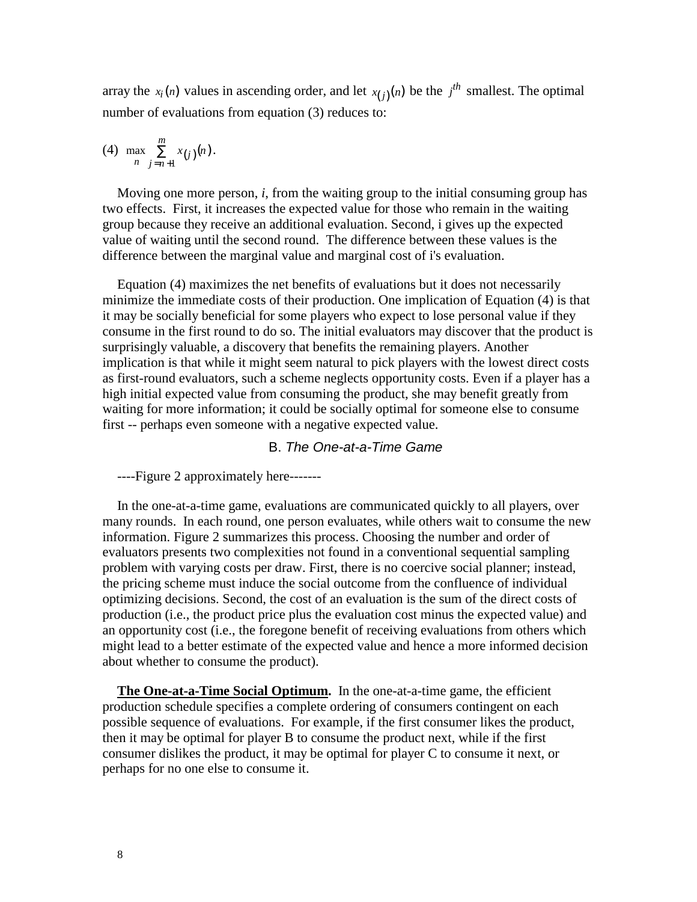array the $x_i(n)$ values in ascending order, and let $x_{(j)}(n)$ be the $j^{th}$ smallest. The optimal number of evaluations from equation (3) reduces to:

$$(4)\quad \max_{n} \sum_{j=n+1}^{m} x_{(j)}(n).$$

Moving one more person, *i*, from the waiting group to the initial consuming group has two effects. First, it increases the expected value for those who remain in the waiting group because they receive an additional evaluation. Second, i gives up the expected value of waiting until the second round. The difference between these values is the difference between the marginal value and marginal cost of i's evaluation.

Equation (4) maximizes the net benefits of evaluations but it does not necessarily minimize the immediate costs of their production. One implication of Equation (4) is that it may be socially beneficial for some players who expect to lose personal value if they consume in the first round to do so. The initial evaluators may discover that the product is surprisingly valuable, a discovery that benefits the remaining players. Another implication is that while it might seem natural to pick players with the lowest direct costs as first-round evaluators, such a scheme neglects opportunity costs. Even if a player has a high initial expected value from consuming the product, she may benefit greatly from waiting for more information; it could be socially optimal for someone else to consume first -- perhaps even someone with a negative expected value.

### B. *The One-at-a-Time Game*

----Figure 2 approximately here-------

In the one-at-a-time game, evaluations are communicated quickly to all players, over many rounds. In each round, one person evaluates, while others wait to consume the new information. Figure 2 summarizes this process. Choosing the number and order of evaluators presents two complexities not found in a conventional sequential sampling problem with varying costs per draw. First, there is no coercive social planner; instead, the pricing scheme must induce the social outcome from the confluence of individual optimizing decisions. Second, the cost of an evaluation is the sum of the direct costs of production (i.e., the product price plus the evaluation cost minus the expected value) and an opportunity cost (i.e., the foregone benefit of receiving evaluations from others which might lead to a better estimate of the expected value and hence a more informed decision about whether to consume the product).

**The One-at-a-Time Social Optimum.** In the one-at-a-time game, the efficient production schedule specifies a complete ordering of consumers contingent on each possible sequence of evaluations. For example, if the first consumer likes the product, then it may be optimal for player B to consume the product next, while if the first consumer dislikes the product, it may be optimal for player C to consume it next, or perhaps for no one else to consume it.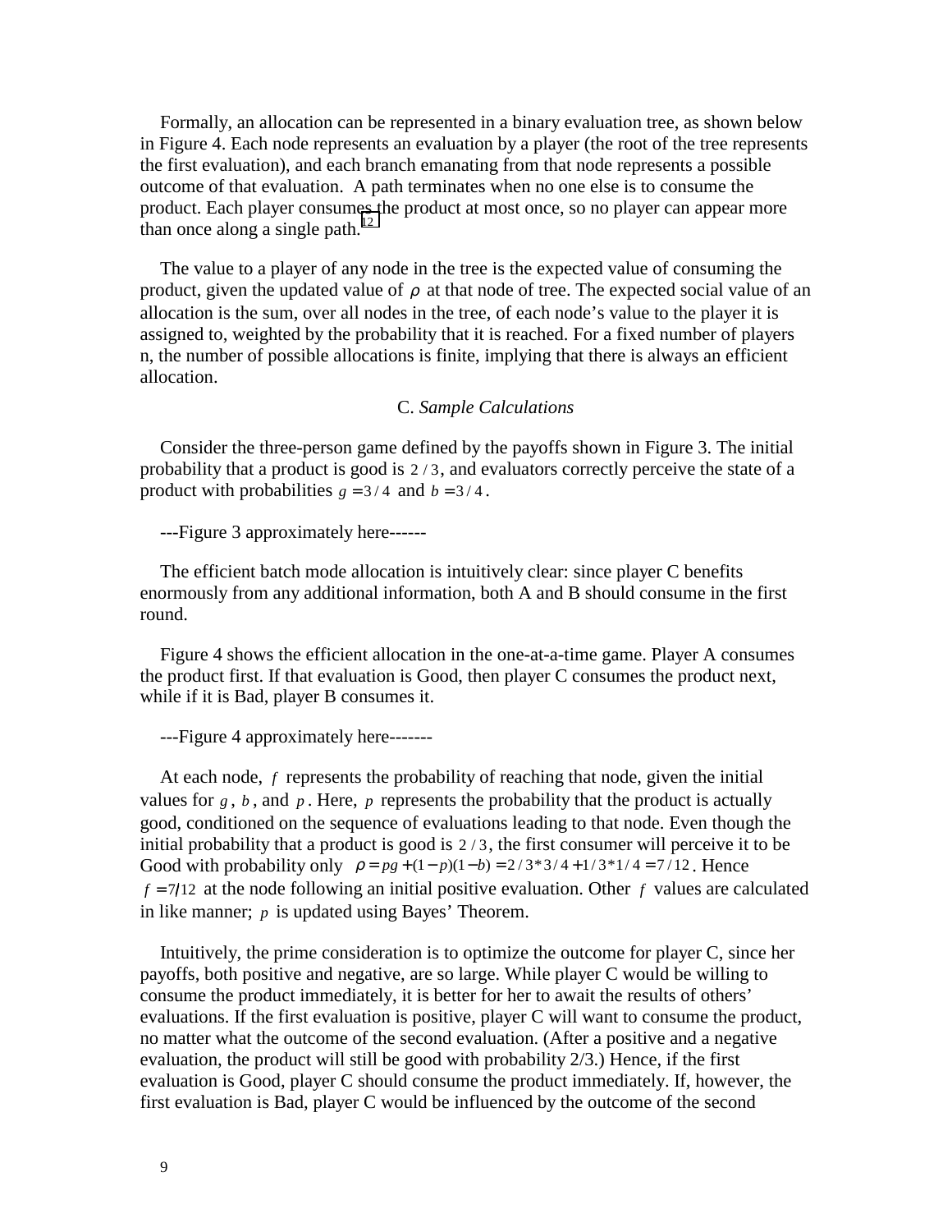Formally, an allocation can be represented in a binary evaluation tree, as shown below in Figure 4. Each node represents an evaluation by a player (the root of the tree represents the first evaluation), and each branch emanating from that node represents a possible outcome of that evaluation. A path terminates when no one else is to consume the product. Each player consumes the product at most once, so no player can appear more than once along a single path.[12]

The value to a player of any node in the tree is the expected value of consuming the product, given the updated value of $\rho$ at that node of tree. The expected social value of an allocation is the sum, over all nodes in the tree, of each node's value to the player it is assigned to, weighted by the probability that it is reached. For a fixed number of players n, the number of possible allocations is finite, implying that there is always an efficient allocation.

### C. *Sample Calculations*

Consider the three-person game defined by the payoffs shown in Figure 3. The initial probability that a product is good is $2/3$, and evaluators correctly perceive the state of a product with probabilities $g = 3/4$ and $b = 3/4$.

---Figure 3 approximately here------

The efficient batch mode allocation is intuitively clear: since player C benefits enormously from any additional information, both A and B should consume in the first round.

Figure 4 shows the efficient allocation in the one-at-a-time game. Player A consumes the product first. If that evaluation is Good, then player C consumes the product next, while if it is Bad, player B consumes it.

---Figure 4 approximately here-------

At each node, $f$ represents the probability of reaching that node, given the initial values for $g$, $b$, and $p$. Here, $p$ represents the probability that the product is actually good, conditioned on the sequence of evaluations leading to that node. Even though the initial probability that a product is good is $2/3$, the first consumer will perceive it to be Good with probability only $\rho = pg + (1-p)(1-b) = 2/3*3/4 + 1/3*1/4 = 7/12$. Hence $f = 7/12$ at the node following an initial positive evaluation. Other $f$ values are calculated in like manner; $p$ is updated using Bayes' Theorem.

Intuitively, the prime consideration is to optimize the outcome for player C, since her payoffs, both positive and negative, are so large. While player C would be willing to consume the product immediately, it is better for her to await the results of others' evaluations. If the first evaluation is positive, player C will want to consume the product, no matter what the outcome of the second evaluation. (After a positive and a negative evaluation, the product will still be good with probability 2/3.) Hence, if the first evaluation is Good, player C should consume the product immediately. If, however, the first evaluation is Bad, player C would be influenced by the outcome of the second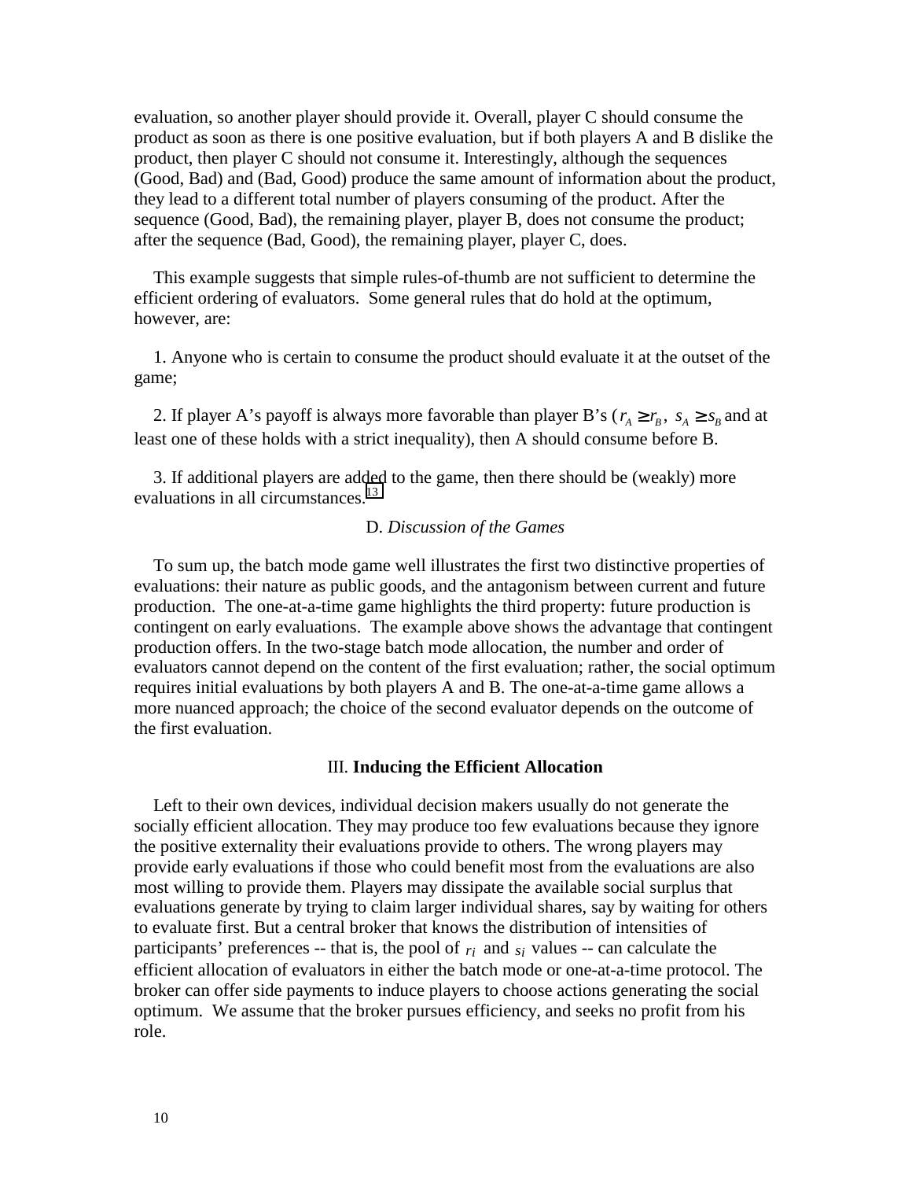evaluation, so another player should provide it. Overall, player C should consume the product as soon as there is one positive evaluation, but if both players A and B dislike the product, then player C should not consume it. Interestingly, although the sequences (Good, Bad) and (Bad, Good) produce the same amount of information about the product, they lead to a different total number of players consuming of the product. After the sequence (Good, Bad), the remaining player, player B, does not consume the product; after the sequence (Bad, Good), the remaining player, player C, does.

This example suggests that simple rules-of-thumb are not sufficient to determine the efficient ordering of evaluators. Some general rules that do hold at the optimum, however, are:

1. Anyone who is certain to consume the product should evaluate it at the outset of the game;

2. If player A's payoff is always more favorable than player B's ($r_A \geq r_B,\ s_A \geq s_B$ and at least one of these holds with a strict inequality), then A should consume before B.

3. If additional players are added to the game, then there should be (weakly) more evaluations in all circumstances.[13]

### D. *Discussion of the Games*

To sum up, the batch mode game well illustrates the first two distinctive properties of evaluations: their nature as public goods, and the antagonism between current and future production. The one-at-a-time game highlights the third property: future production is contingent on early evaluations. The example above shows the advantage that contingent production offers. In the two-stage batch mode allocation, the number and order of evaluators cannot depend on the content of the first evaluation; rather, the social optimum requires initial evaluations by both players A and B. The one-at-a-time game allows a more nuanced approach; the choice of the second evaluator depends on the outcome of the first evaluation.

## III. **Inducing the Efficient Allocation**

Left to their own devices, individual decision makers usually do not generate the socially efficient allocation. They may produce too few evaluations because they ignore the positive externality their evaluations provide to others. The wrong players may provide early evaluations if those who could benefit most from the evaluations are also most willing to provide them. Players may dissipate the available social surplus that evaluations generate by trying to claim larger individual shares, say by waiting for others to evaluate first. But a central broker that knows the distribution of intensities of participants' preferences -- that is, the pool of $r_i$ and $s_i$ values -- can calculate the efficient allocation of evaluators in either the batch mode or one-at-a-time protocol. The broker can offer side payments to induce players to choose actions generating the social optimum. We assume that the broker pursues efficiency, and seeks no profit from his role.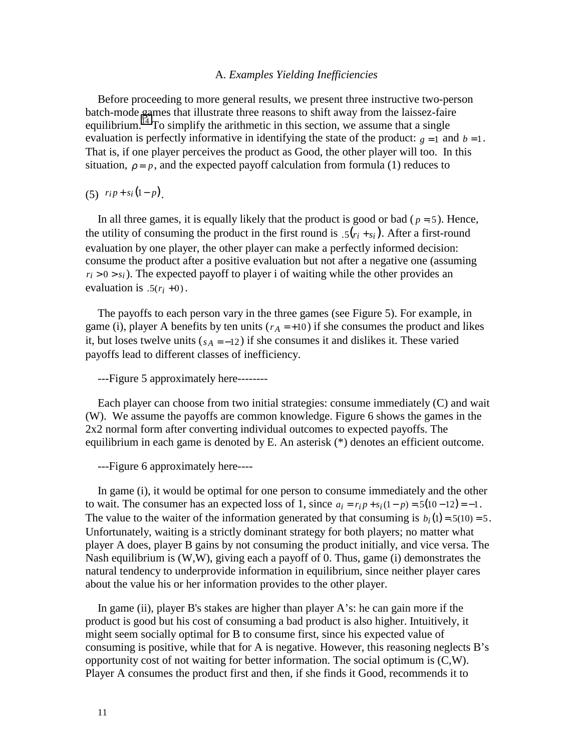### A. *Examples Yielding Inefficiencies*

Before proceeding to more general results, we present three instructive two-person batch-mode games that illustrate three reasons to shift away from the laissez-faire equilibrium.[14] To simplify the arithmetic in this section, we assume that a single evaluation is perfectly informative in identifying the state of the product: $g = 1$ and $b = 1$. That is, if one player perceives the product as Good, the other player will too. In this situation, $\rho = p$, and the expected payoff calculation from formula (1) reduces to

(5) $r_i p + s_i(1 - p)$.

In all three games, it is equally likely that the product is good or bad ($p = .5$). Hence, the utility of consuming the product in the first round is $.5(r_i + s_i)$. After a first-round evaluation by one player, the other player can make a perfectly informed decision: consume the product after a positive evaluation but not after a negative one (assuming $r_i > 0 > s_i$). The expected payoff to player i of waiting while the other provides an evaluation is $.5(r_i + 0)$.

The payoffs to each person vary in the three games (see Figure 5). For example, in game (i), player A benefits by ten units ($r_A = +10$) if she consumes the product and likes it, but loses twelve units ($s_A = -12$) if she consumes it and dislikes it. These varied payoffs lead to different classes of inefficiency.

---Figure 5 approximately here--------

Each player can choose from two initial strategies: consume immediately (C) and wait (W). We assume the payoffs are common knowledge. Figure 6 shows the games in the 2x2 normal form after converting individual outcomes to expected payoffs. The equilibrium in each game is denoted by E. An asterisk (*) denotes an efficient outcome.

---Figure 6 approximately here----

In game (i), it would be optimal for one person to consume immediately and the other to wait. The consumer has an expected loss of 1, since $a_i = r_i p + s_i(1 - p) = .5(10 - 12) = -1$. The value to the waiter of the information generated by that consuming is $b_i(1) = .5(10) = 5$. Unfortunately, waiting is a strictly dominant strategy for both players; no matter what player A does, player B gains by not consuming the product initially, and vice versa. The Nash equilibrium is (W,W), giving each a payoff of 0. Thus, game (i) demonstrates the natural tendency to underprovide information in equilibrium, since neither player cares about the value his or her information provides to the other player.

In game (ii), player B's stakes are higher than player A's: he can gain more if the product is good but his cost of consuming a bad product is also higher. Intuitively, it might seem socially optimal for B to consume first, since his expected value of consuming is positive, while that for A is negative. However, this reasoning neglects B's opportunity cost of not waiting for better information. The social optimum is (C,W). Player A consumes the product first and then, if she finds it Good, recommends it to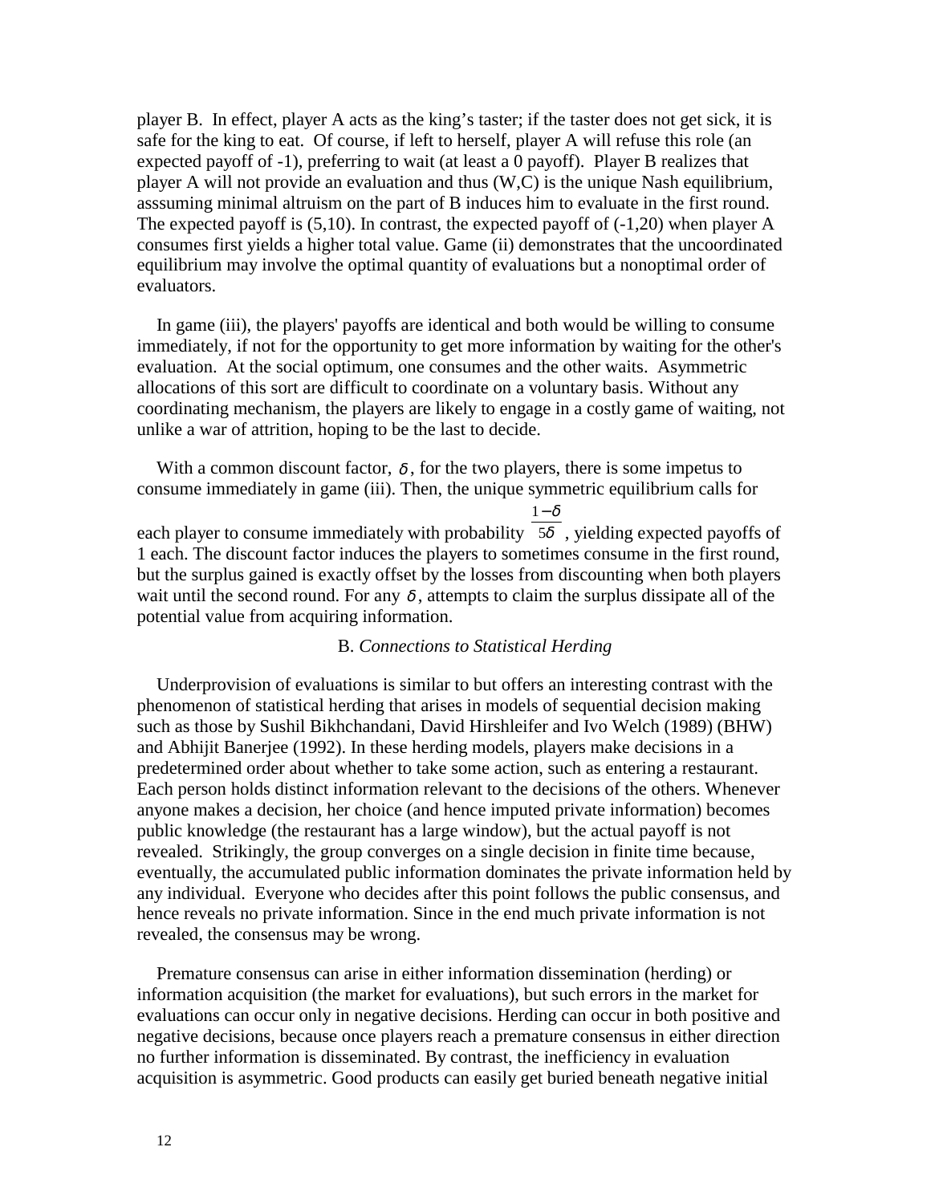player B. In effect, player A acts as the king's taster; if the taster does not get sick, it is safe for the king to eat. Of course, if left to herself, player A will refuse this role (an expected payoff of -1), preferring to wait (at least a 0 payoff). Player B realizes that player A will not provide an evaluation and thus (W,C) is the unique Nash equilibrium, asssuming minimal altruism on the part of B induces him to evaluate in the first round. The expected payoff is (5,10). In contrast, the expected payoff of (-1,20) when player A consumes first yields a higher total value. Game (ii) demonstrates that the uncoordinated equilibrium may involve the optimal quantity of evaluations but a nonoptimal order of evaluators.

In game (iii), the players' payoffs are identical and both would be willing to consume immediately, if not for the opportunity to get more information by waiting for the other's evaluation. At the social optimum, one consumes and the other waits. Asymmetric allocations of this sort are difficult to coordinate on a voluntary basis. Without any coordinating mechanism, the players are likely to engage in a costly game of waiting, not unlike a war of attrition, hoping to be the last to decide.

With a common discount factor, $\delta$, for the two players, there is some impetus to consume immediately in game (iii). Then, the unique symmetric equilibrium calls for each player to consume immediately with probability $\frac{1-\delta}{5\delta}$, yielding expected payoffs of 1 each. The discount factor induces the players to sometimes consume in the first round, but the surplus gained is exactly offset by the losses from discounting when both players wait until the second round. For any $\delta$, attempts to claim the surplus dissipate all of the potential value from acquiring information.

### B. *Connections to Statistical Herding*

Underprovision of evaluations is similar to but offers an interesting contrast with the phenomenon of statistical herding that arises in models of sequential decision making such as those by Sushil Bikhchandani, David Hirshleifer and Ivo Welch (1989) (BHW) and Abhijit Banerjee (1992). In these herding models, players make decisions in a predetermined order about whether to take some action, such as entering a restaurant. Each person holds distinct information relevant to the decisions of the others. Whenever anyone makes a decision, her choice (and hence imputed private information) becomes public knowledge (the restaurant has a large window), but the actual payoff is not revealed. Strikingly, the group converges on a single decision in finite time because, eventually, the accumulated public information dominates the private information held by any individual. Everyone who decides after this point follows the public consensus, and hence reveals no private information. Since in the end much private information is not revealed, the consensus may be wrong.

Premature consensus can arise in either information dissemination (herding) or information acquisition (the market for evaluations), but such errors in the market for evaluations can occur only in negative decisions. Herding can occur in both positive and negative decisions, because once players reach a premature consensus in either direction no further information is disseminated. By contrast, the inefficiency in evaluation acquisition is asymmetric. Good products can easily get buried beneath negative initial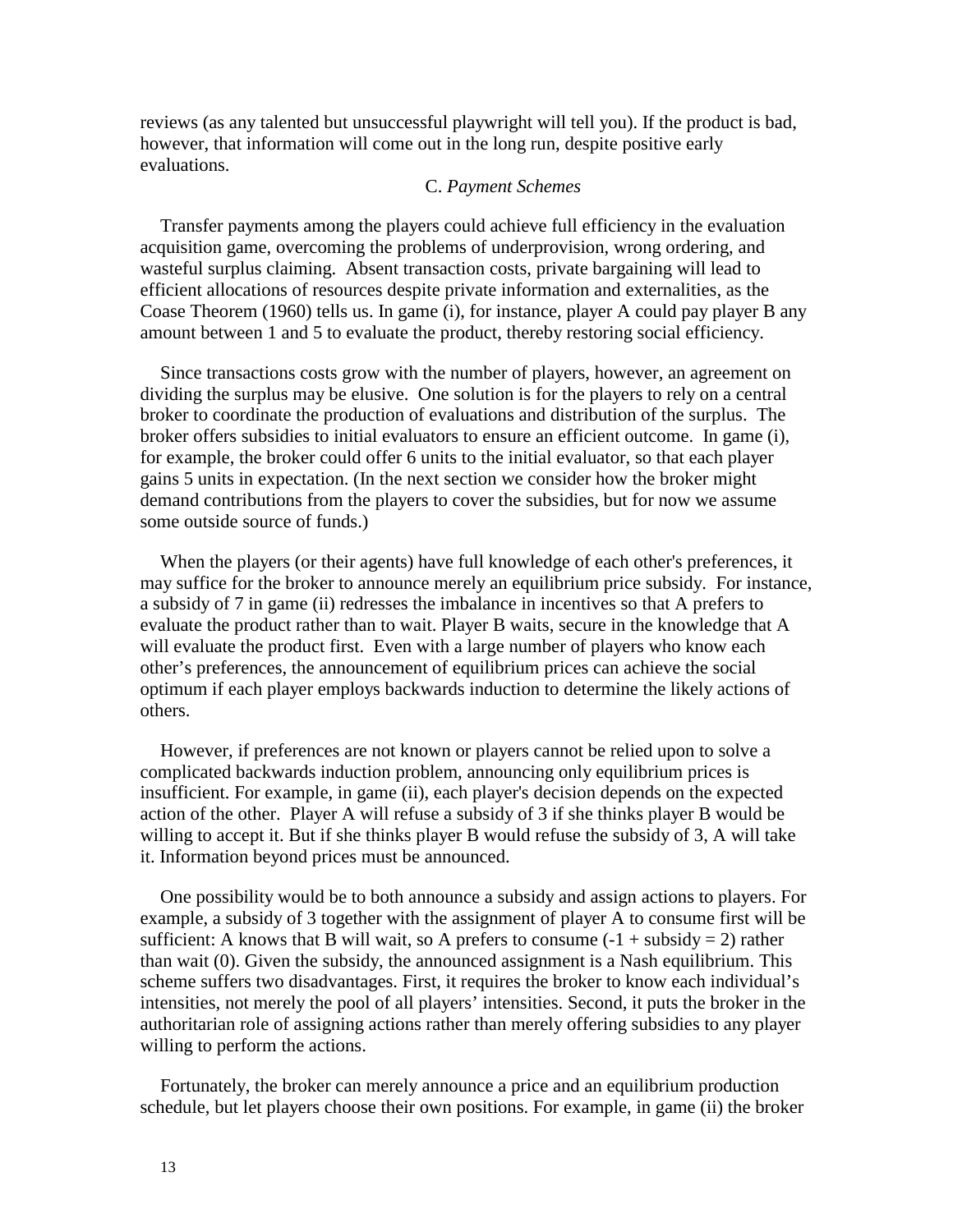reviews (as any talented but unsuccessful playwright will tell you). If the product is bad, however, that information will come out in the long run, despite positive early evaluations.

### C. *Payment Schemes*

Transfer payments among the players could achieve full efficiency in the evaluation acquisition game, overcoming the problems of underprovision, wrong ordering, and wasteful surplus claiming. Absent transaction costs, private bargaining will lead to efficient allocations of resources despite private information and externalities, as the Coase Theorem (1960) tells us. In game (i), for instance, player A could pay player B any amount between 1 and 5 to evaluate the product, thereby restoring social efficiency.

Since transactions costs grow with the number of players, however, an agreement on dividing the surplus may be elusive. One solution is for the players to rely on a central broker to coordinate the production of evaluations and distribution of the surplus. The broker offers subsidies to initial evaluators to ensure an efficient outcome. In game (i), for example, the broker could offer 6 units to the initial evaluator, so that each player gains 5 units in expectation. (In the next section we consider how the broker might demand contributions from the players to cover the subsidies, but for now we assume some outside source of funds.)

When the players (or their agents) have full knowledge of each other's preferences, it may suffice for the broker to announce merely an equilibrium price subsidy. For instance, a subsidy of 7 in game (ii) redresses the imbalance in incentives so that A prefers to evaluate the product rather than to wait. Player B waits, secure in the knowledge that A will evaluate the product first. Even with a large number of players who know each other's preferences, the announcement of equilibrium prices can achieve the social optimum if each player employs backwards induction to determine the likely actions of others.

However, if preferences are not known or players cannot be relied upon to solve a complicated backwards induction problem, announcing only equilibrium prices is insufficient. For example, in game (ii), each player's decision depends on the expected action of the other. Player A will refuse a subsidy of 3 if she thinks player B would be willing to accept it. But if she thinks player B would refuse the subsidy of 3, A will take it. Information beyond prices must be announced.

One possibility would be to both announce a subsidy and assign actions to players. For example, a subsidy of 3 together with the assignment of player A to consume first will be sufficient: A knows that B will wait, so A prefers to consume ($-1$ + subsidy = 2) rather than wait (0). Given the subsidy, the announced assignment is a Nash equilibrium. This scheme suffers two disadvantages. First, it requires the broker to know each individual's intensities, not merely the pool of all players' intensities. Second, it puts the broker in the authoritarian role of assigning actions rather than merely offering subsidies to any player willing to perform the actions.

Fortunately, the broker can merely announce a price and an equilibrium production schedule, but let players choose their own positions. For example, in game (ii) the broker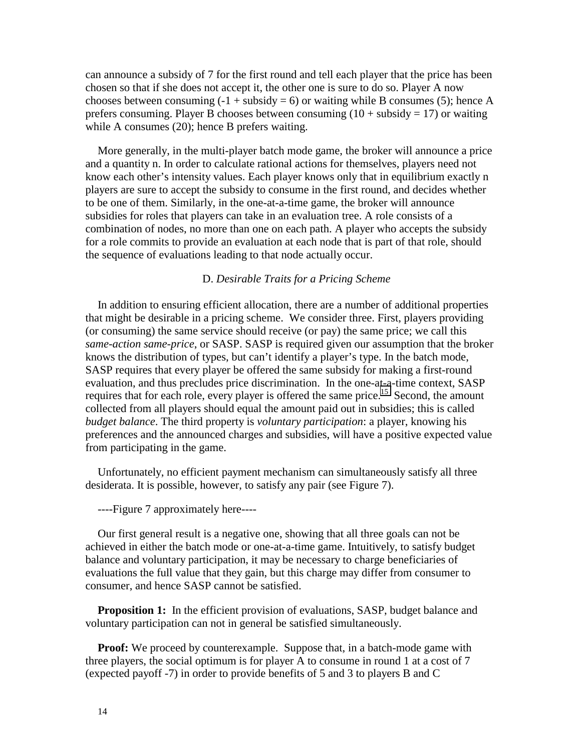can announce a subsidy of 7 for the first round and tell each player that the price has been chosen so that if she does not accept it, the other one is sure to do so. Player A now chooses between consuming (-1 + subsidy = 6) or waiting while B consumes (5); hence A prefers consuming. Player B chooses between consuming (10 + subsidy = 17) or waiting while A consumes (20); hence B prefers waiting.

More generally, in the multi-player batch mode game, the broker will announce a price and a quantity n. In order to calculate rational actions for themselves, players need not know each other's intensity values. Each player knows only that in equilibrium exactly n players are sure to accept the subsidy to consume in the first round, and decides whether to be one of them. Similarly, in the one-at-a-time game, the broker will announce subsidies for roles that players can take in an evaluation tree. A role consists of a combination of nodes, no more than one on each path. A player who accepts the subsidy for a role commits to provide an evaluation at each node that is part of that role, should the sequence of evaluations leading to that node actually occur.

### D. *Desirable Traits for a Pricing Scheme*

In addition to ensuring efficient allocation, there are a number of additional properties that might be desirable in a pricing scheme. We consider three. First, players providing (or consuming) the same service should receive (or pay) the same price; we call this *same-action same-price*, or SASP. SASP is required given our assumption that the broker knows the distribution of types, but can't identify a player's type. In the batch mode, SASP requires that every player be offered the same subsidy for making a first-round evaluation, and thus precludes price discrimination. In the one-at-a-time context, SASP requires that for each role, every player is offered the same price.[15] Second, the amount collected from all players should equal the amount paid out in subsidies; this is called *budget balance*. The third property is *voluntary participation*: a player, knowing his preferences and the announced charges and subsidies, will have a positive expected value from participating in the game.

Unfortunately, no efficient payment mechanism can simultaneously satisfy all three desiderata. It is possible, however, to satisfy any pair (see Figure 7).

----Figure 7 approximately here----

Our first general result is a negative one, showing that all three goals can not be achieved in either the batch mode or one-at-a-time game. Intuitively, to satisfy budget balance and voluntary participation, it may be necessary to charge beneficiaries of evaluations the full value that they gain, but this charge may differ from consumer to consumer, and hence SASP cannot be satisfied.

**Proposition 1:** In the efficient provision of evaluations, SASP, budget balance and voluntary participation can not in general be satisfied simultaneously.

**Proof:** We proceed by counterexample. Suppose that, in a batch-mode game with three players, the social optimum is for player A to consume in round 1 at a cost of 7 (expected payoff -7) in order to provide benefits of 5 and 3 to players B and C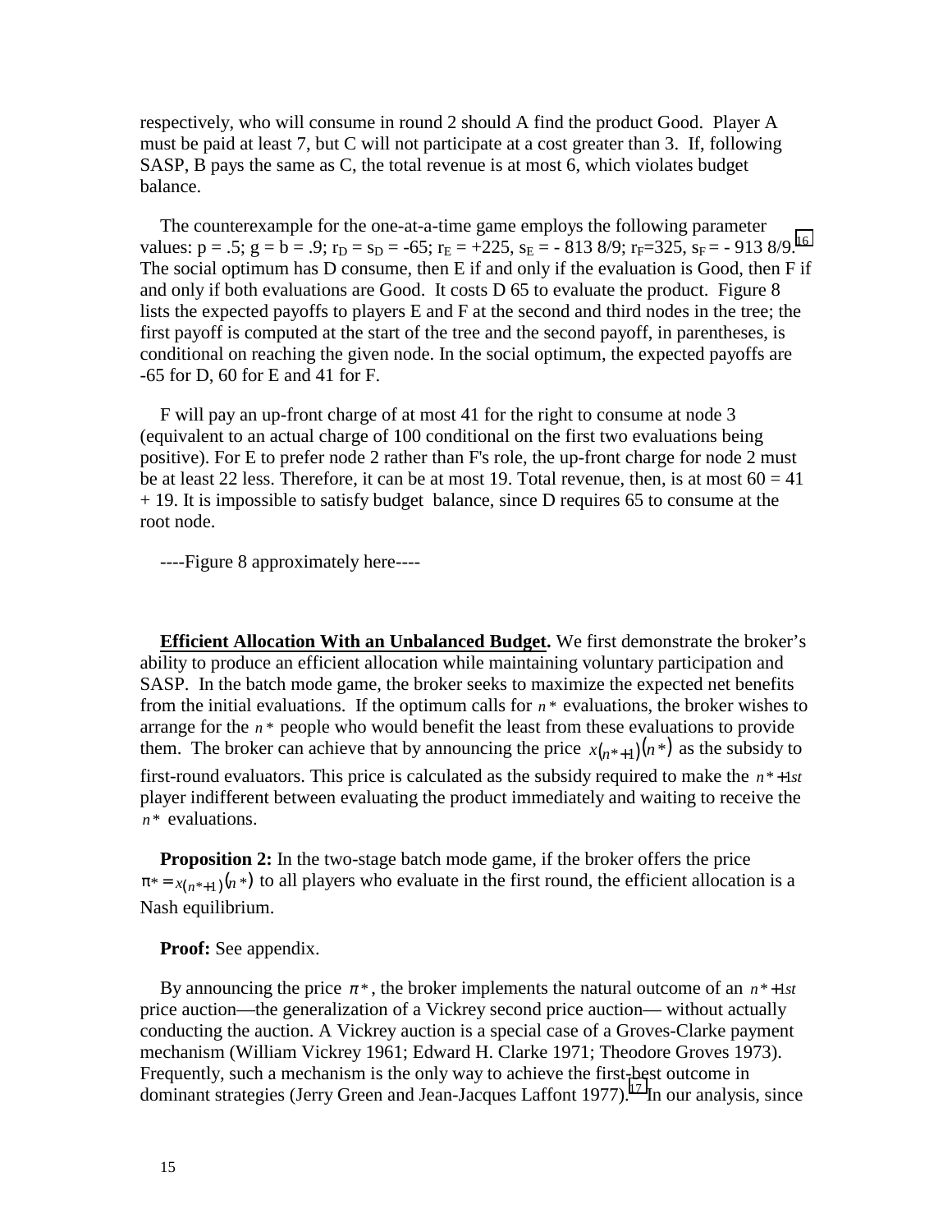respectively, who will consume in round 2 should A find the product Good. Player A must be paid at least 7, but C will not participate at a cost greater than 3. If, following SASP, B pays the same as C, the total revenue is at most 6, which violates budget balance.

The counterexample for the one-at-a-time game employs the following parameter values: p = .5; g = b = .9; $r_D = s_D = -65$; $r_E = +225$, $s_E = -813\ 8/9$; $r_F=325$, $s_F = -913\ 8/9$.[16] The social optimum has D consume, then E if and only if the evaluation is Good, then F if and only if both evaluations are Good. It costs D 65 to evaluate the product. Figure 8 lists the expected payoffs to players E and F at the second and third nodes in the tree; the first payoff is computed at the start of the tree and the second payoff, in parentheses, is conditional on reaching the given node. In the social optimum, the expected payoffs are -65 for D, 60 for E and 41 for F.

F will pay an up-front charge of at most 41 for the right to consume at node 3 (equivalent to an actual charge of 100 conditional on the first two evaluations being positive). For E to prefer node 2 rather than F's role, the up-front charge for node 2 must be at least 22 less. Therefore, it can be at most 19. Total revenue, then, is at most 60 = 41 + 19. It is impossible to satisfy budget balance, since D requires 65 to consume at the root node.

----Figure 8 approximately here----

**Efficient Allocation With an Unbalanced Budget.** We first demonstrate the broker's ability to produce an efficient allocation while maintaining voluntary participation and SASP. In the batch mode game, the broker seeks to maximize the expected net benefits from the initial evaluations. If the optimum calls for $n^*$ evaluations, the broker wishes to arrange for the $n^*$ people who would benefit the least from these evaluations to provide them. The broker can achieve that by announcing the price $x_{(n^*+1)}(n^*)$ as the subsidy to first-round evaluators. This price is calculated as the subsidy required to make the $n^*+1st$ player indifferent between evaluating the product immediately and waiting to receive the $n^*$ evaluations.

**Proposition 2:** In the two-stage batch mode game, if the broker offers the price $\pi^* = x_{(n^*+1)}(n^*)$ to all players who evaluate in the first round, the efficient allocation is a Nash equilibrium.

**Proof:** See appendix.

By announcing the price $\pi^*$, the broker implements the natural outcome of an $n^*+1st$ price auction—the generalization of a Vickrey second price auction— without actually conducting the auction. A Vickrey auction is a special case of a Groves-Clarke payment mechanism (William Vickrey 1961; Edward H. Clarke 1971; Theodore Groves 1973). Frequently, such a mechanism is the only way to achieve the first-best outcome in dominant strategies (Jerry Green and Jean-Jacques Laffont 1977).[17] In our analysis, since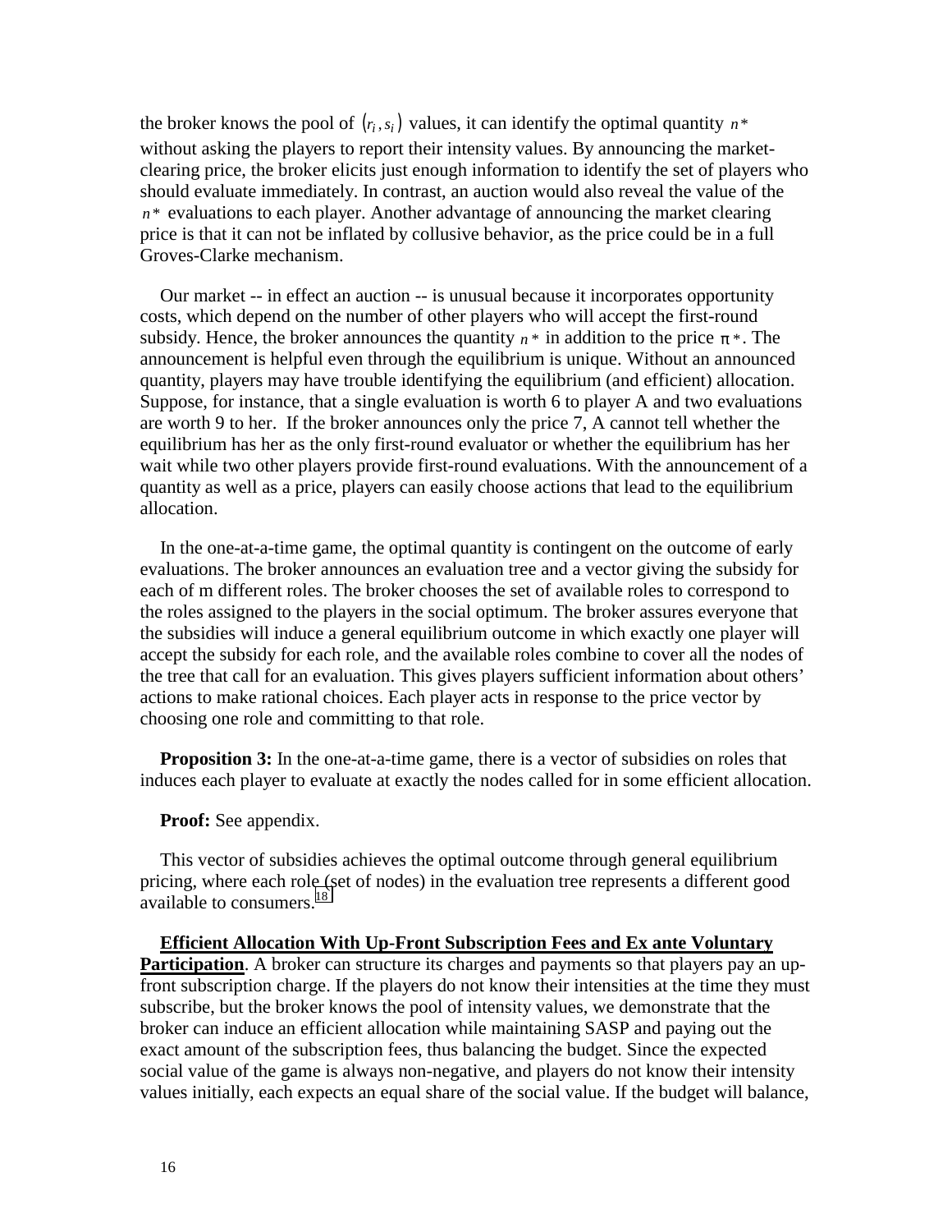the broker knows the pool of $(r_i, s_i)$ values, it can identify the optimal quantity $n*$ without asking the players to report their intensity values. By announcing the market-clearing price, the broker elicits just enough information to identify the set of players who should evaluate immediately. In contrast, an auction would also reveal the value of the $n*$ evaluations to each player. Another advantage of announcing the market clearing price is that it can not be inflated by collusive behavior, as the price could be in a full Groves-Clarke mechanism.

Our market -- in effect an auction -- is unusual because it incorporates opportunity costs, which depend on the number of other players who will accept the first-round subsidy. Hence, the broker announces the quantity $n*$ in addition to the price $\pi*$. The announcement is helpful even through the equilibrium is unique. Without an announced quantity, players may have trouble identifying the equilibrium (and efficient) allocation. Suppose, for instance, that a single evaluation is worth 6 to player A and two evaluations are worth 9 to her. If the broker announces only the price 7, A cannot tell whether the equilibrium has her as the only first-round evaluator or whether the equilibrium has her wait while two other players provide first-round evaluations. With the announcement of a quantity as well as a price, players can easily choose actions that lead to the equilibrium allocation.

In the one-at-a-time game, the optimal quantity is contingent on the outcome of early evaluations. The broker announces an evaluation tree and a vector giving the subsidy for each of m different roles. The broker chooses the set of available roles to correspond to the roles assigned to the players in the social optimum. The broker assures everyone that the subsidies will induce a general equilibrium outcome in which exactly one player will accept the subsidy for each role, and the available roles combine to cover all the nodes of the tree that call for an evaluation. This gives players sufficient information about others' actions to make rational choices. Each player acts in response to the price vector by choosing one role and committing to that role.

**Proposition 3:** In the one-at-a-time game, there is a vector of subsidies on roles that induces each player to evaluate at exactly the nodes called for in some efficient allocation.

**Proof:** See appendix.

This vector of subsidies achieves the optimal outcome through general equilibrium pricing, where each role (set of nodes) in the evaluation tree represents a different good available to consumers.[18]

**<u>Efficient Allocation With Up-Front Subscription Fees and Ex ante Voluntary Participation</u>**. A broker can structure its charges and payments so that players pay an up-front subscription charge. If the players do not know their intensities at the time they must subscribe, but the broker knows the pool of intensity values, we demonstrate that the broker can induce an efficient allocation while maintaining SASP and paying out the exact amount of the subscription fees, thus balancing the budget. Since the expected social value of the game is always non-negative, and players do not know their intensity values initially, each expects an equal share of the social value. If the budget will balance,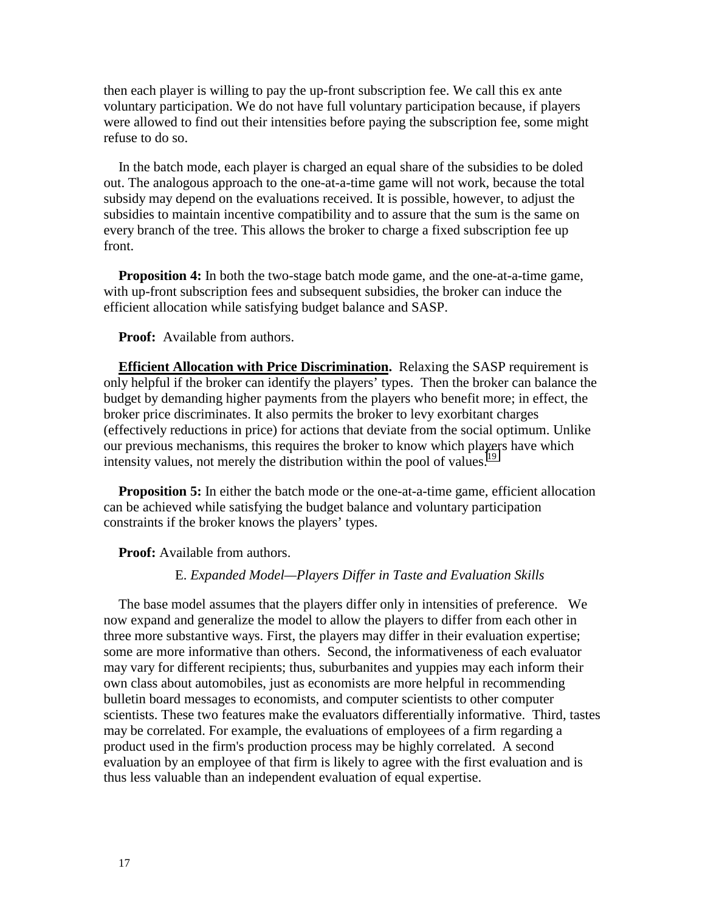then each player is willing to pay the up-front subscription fee. We call this ex ante voluntary participation. We do not have full voluntary participation because, if players were allowed to find out their intensities before paying the subscription fee, some might refuse to do so.

In the batch mode, each player is charged an equal share of the subsidies to be doled out. The analogous approach to the one-at-a-time game will not work, because the total subsidy may depend on the evaluations received. It is possible, however, to adjust the subsidies to maintain incentive compatibility and to assure that the sum is the same on every branch of the tree. This allows the broker to charge a fixed subscription fee up front.

**Proposition 4:** In both the two-stage batch mode game, and the one-at-a-time game, with up-front subscription fees and subsequent subsidies, the broker can induce the efficient allocation while satisfying budget balance and SASP.

**Proof:** Available from authors.

**Efficient Allocation with Price Discrimination.** Relaxing the SASP requirement is only helpful if the broker can identify the players' types. Then the broker can balance the budget by demanding higher payments from the players who benefit more; in effect, the broker price discriminates. It also permits the broker to levy exorbitant charges (effectively reductions in price) for actions that deviate from the social optimum. Unlike our previous mechanisms, this requires the broker to know which players have which intensity values, not merely the distribution within the pool of values.[19]

**Proposition 5:** In either the batch mode or the one-at-a-time game, efficient allocation can be achieved while satisfying the budget balance and voluntary participation constraints if the broker knows the players' types.

**Proof:** Available from authors.

### E. *Expanded Model—Players Differ in Taste and Evaluation Skills*

The base model assumes that the players differ only in intensities of preference. We now expand and generalize the model to allow the players to differ from each other in three more substantive ways. First, the players may differ in their evaluation expertise; some are more informative than others. Second, the informativeness of each evaluator may vary for different recipients; thus, suburbanites and yuppies may each inform their own class about automobiles, just as economists are more helpful in recommending bulletin board messages to economists, and computer scientists to other computer scientists. These two features make the evaluators differentially informative. Third, tastes may be correlated. For example, the evaluations of employees of a firm regarding a product used in the firm's production process may be highly correlated. A second evaluation by an employee of that firm is likely to agree with the first evaluation and is thus less valuable than an independent evaluation of equal expertise.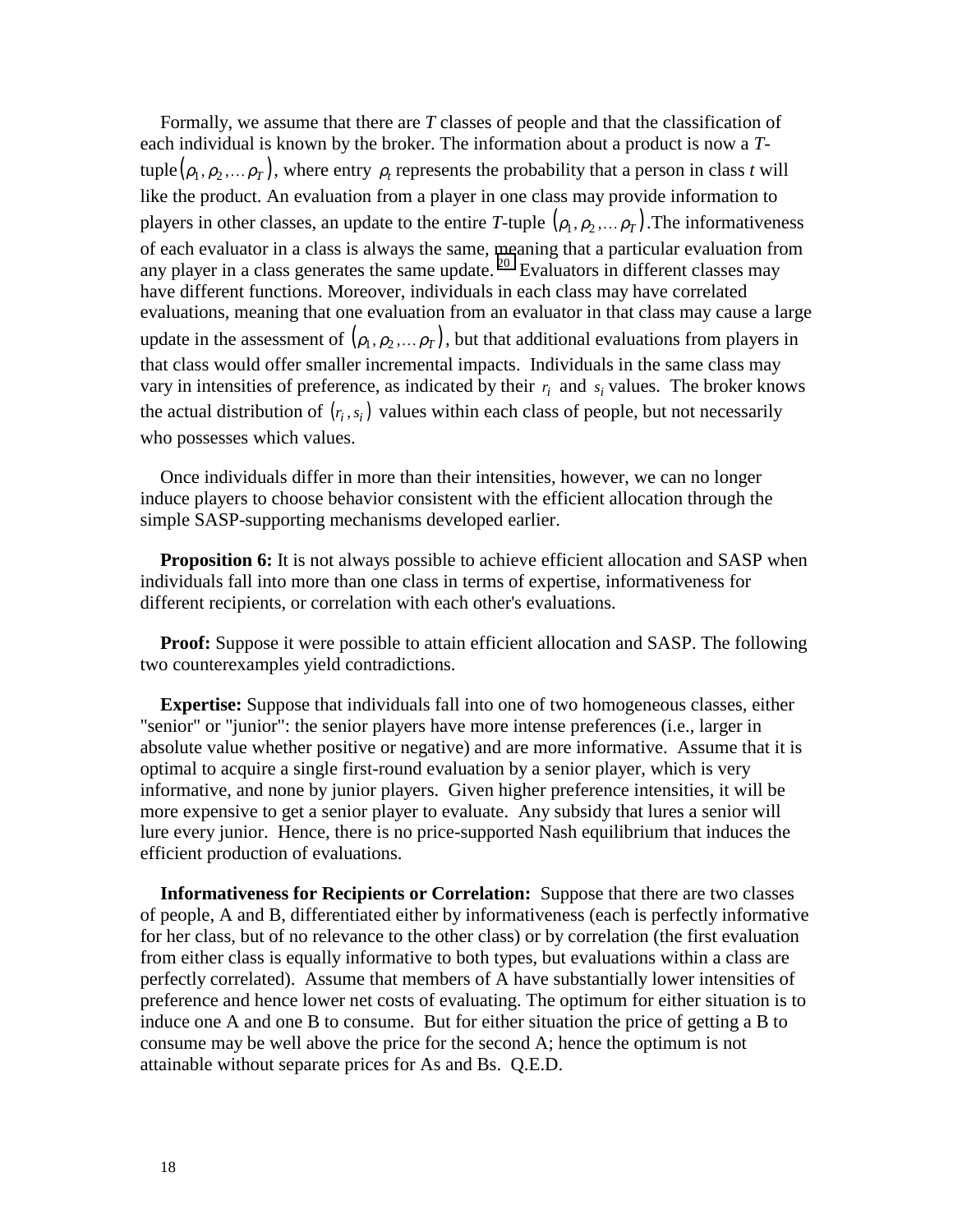Formally, we assume that there are $T$ classes of people and that the classification of each individual is known by the broker. The information about a product is now a $T$-tuple $(\rho_1, \rho_2, \ldots \rho_T)$, where entry $\rho_t$ represents the probability that a person in class $t$ will like the product. An evaluation from a player in one class may provide information to players in other classes, an update to the entire $T$-tuple $(\rho_1, \rho_2, \ldots \rho_T)$. The informativeness of each evaluator in a class is always the same, meaning that a particular evaluation from any player in a class generates the same update. [20] Evaluators in different classes may have different functions. Moreover, individuals in each class may have correlated evaluations, meaning that one evaluation from an evaluator in that class may cause a large update in the assessment of $(\rho_1, \rho_2, \ldots \rho_T)$, but that additional evaluations from players in that class would offer smaller incremental impacts. Individuals in the same class may vary in intensities of preference, as indicated by their $r_i$ and $s_i$ values. The broker knows the actual distribution of $(r_i, s_i)$ values within each class of people, but not necessarily who possesses which values.

Once individuals differ in more than their intensities, however, we can no longer induce players to choose behavior consistent with the efficient allocation through the simple SASP-supporting mechanisms developed earlier.

**Proposition 6:** It is not always possible to achieve efficient allocation and SASP when individuals fall into more than one class in terms of expertise, informativeness for different recipients, or correlation with each other's evaluations.

**Proof:** Suppose it were possible to attain efficient allocation and SASP. The following two counterexamples yield contradictions.

**Expertise:** Suppose that individuals fall into one of two homogeneous classes, either "senior" or "junior": the senior players have more intense preferences (i.e., larger in absolute value whether positive or negative) and are more informative. Assume that it is optimal to acquire a single first-round evaluation by a senior player, which is very informative, and none by junior players. Given higher preference intensities, it will be more expensive to get a senior player to evaluate. Any subsidy that lures a senior will lure every junior. Hence, there is no price-supported Nash equilibrium that induces the efficient production of evaluations.

**Informativeness for Recipients or Correlation:** Suppose that there are two classes of people, A and B, differentiated either by informativeness (each is perfectly informative for her class, but of no relevance to the other class) or by correlation (the first evaluation from either class is equally informative to both types, but evaluations within a class are perfectly correlated). Assume that members of A have substantially lower intensities of preference and hence lower net costs of evaluating. The optimum for either situation is to induce one A and one B to consume. But for either situation the price of getting a B to consume may be well above the price for the second A; hence the optimum is not attainable without separate prices for As and Bs. Q.E.D.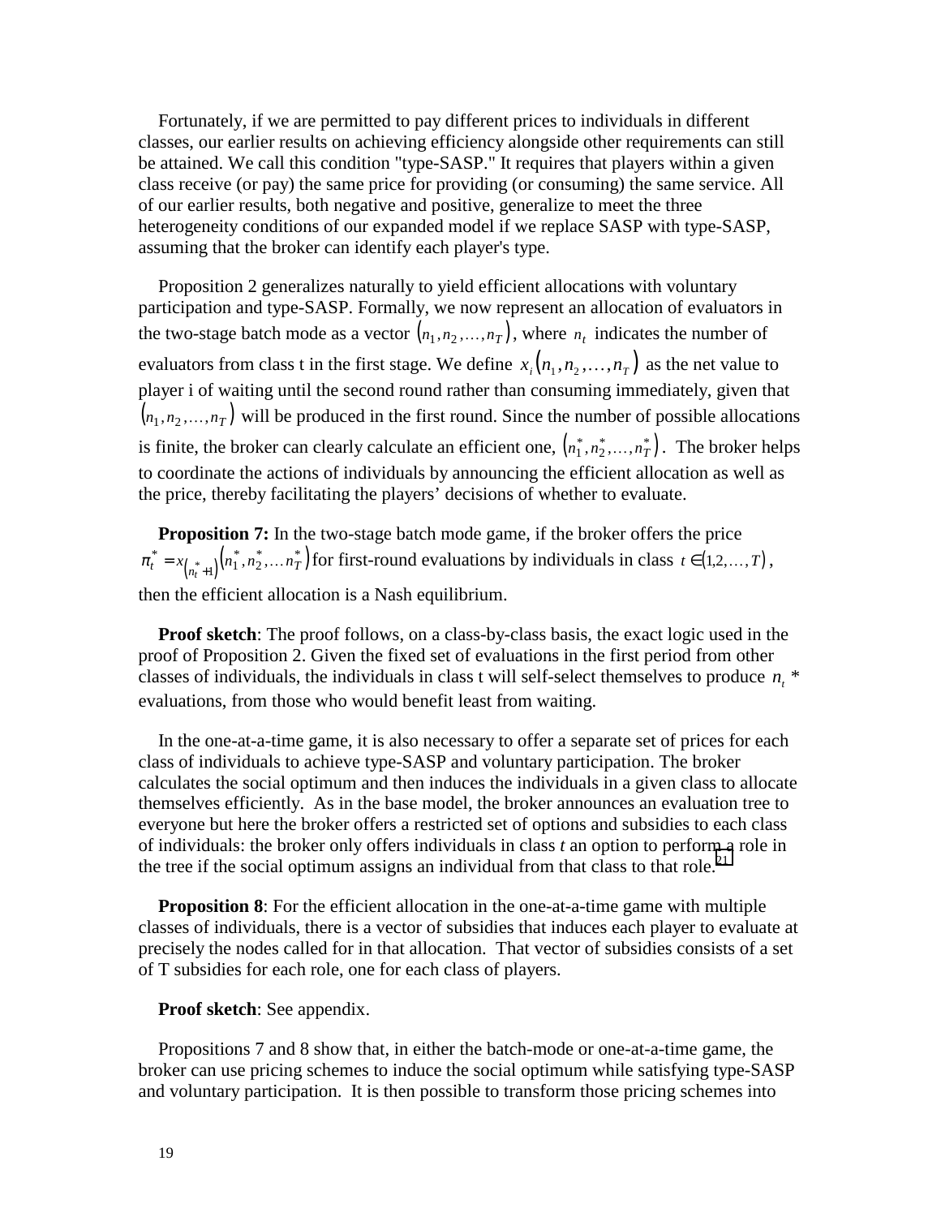Fortunately, if we are permitted to pay different prices to individuals in different classes, our earlier results on achieving efficiency alongside other requirements can still be attained. We call this condition "type-SASP." It requires that players within a given class receive (or pay) the same price for providing (or consuming) the same service. All of our earlier results, both negative and positive, generalize to meet the three heterogeneity conditions of our expanded model if we replace SASP with type-SASP, assuming that the broker can identify each player's type.

Proposition 2 generalizes naturally to yield efficient allocations with voluntary participation and type-SASP. Formally, we now represent an allocation of evaluators in the two-stage batch mode as a vector $(n_1, n_2, \ldots, n_T)$, where $n_t$ indicates the number of evaluators from class t in the first stage. We define $x_i(n_1, n_2, \ldots, n_T)$ as the net value to player i of waiting until the second round rather than consuming immediately, given that $(n_1, n_2, \ldots, n_T)$ will be produced in the first round. Since the number of possible allocations is finite, the broker can clearly calculate an efficient one, $(n_1^*, n_2^*, \ldots, n_T^*)$. The broker helps to coordinate the actions of individuals by announcing the efficient allocation as well as the price, thereby facilitating the players' decisions of whether to evaluate.

**Proposition 7:** In the two-stage batch mode game, if the broker offers the price $\pi_t^* = x_{(n_t^*+1)}(n_1^*, n_2^*, \ldots n_T^*)$ for first-round evaluations by individuals in class $t \in (1,2,\ldots,T)$, then the efficient allocation is a Nash equilibrium.

**Proof sketch**: The proof follows, on a class-by-class basis, the exact logic used in the proof of Proposition 2. Given the fixed set of evaluations in the first period from other classes of individuals, the individuals in class t will self-select themselves to produce $n_t$ * evaluations, from those who would benefit least from waiting.

In the one-at-a-time game, it is also necessary to offer a separate set of prices for each class of individuals to achieve type-SASP and voluntary participation. The broker calculates the social optimum and then induces the individuals in a given class to allocate themselves efficiently. As in the base model, the broker announces an evaluation tree to everyone but here the broker offers a restricted set of options and subsidies to each class of individuals: the broker only offers individuals in class *t* an option to perform a role in the tree if the social optimum assigns an individual from that class to that role.[21]

**Proposition 8**: For the efficient allocation in the one-at-a-time game with multiple classes of individuals, there is a vector of subsidies that induces each player to evaluate at precisely the nodes called for in that allocation. That vector of subsidies consists of a set of T subsidies for each role, one for each class of players.

**Proof sketch**: See appendix.

Propositions 7 and 8 show that, in either the batch-mode or one-at-a-time game, the broker can use pricing schemes to induce the social optimum while satisfying type-SASP and voluntary participation. It is then possible to transform those pricing schemes into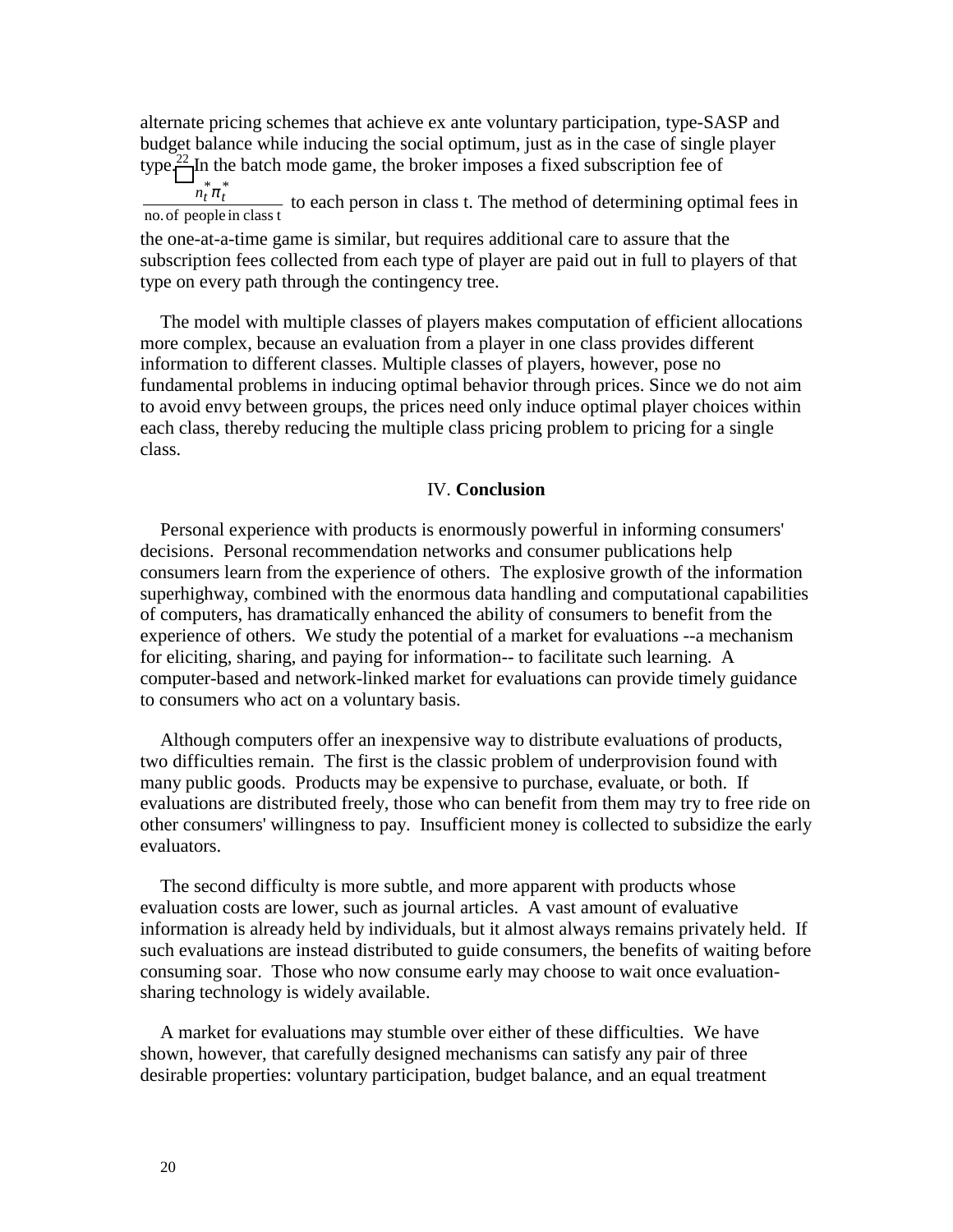alternate pricing schemes that achieve ex ante voluntary participation, type-SASP and budget balance while inducing the social optimum, just as in the case of single player type.[22] In the batch mode game, the broker imposes a fixed subscription fee of $\frac{n_t^* \pi_t^*}{\text{no. of people in class t}}$ to each person in class t. The method of determining optimal fees in the one-at-a-time game is similar, but requires additional care to assure that the subscription fees collected from each type of player are paid out in full to players of that type on every path through the contingency tree.

The model with multiple classes of players makes computation of efficient allocations more complex, because an evaluation from a player in one class provides different information to different classes. Multiple classes of players, however, pose no fundamental problems in inducing optimal behavior through prices. Since we do not aim to avoid envy between groups, the prices need only induce optimal player choices within each class, thereby reducing the multiple class pricing problem to pricing for a single class.

## IV. **Conclusion**

Personal experience with products is enormously powerful in informing consumers' decisions. Personal recommendation networks and consumer publications help consumers learn from the experience of others. The explosive growth of the information superhighway, combined with the enormous data handling and computational capabilities of computers, has dramatically enhanced the ability of consumers to benefit from the experience of others. We study the potential of a market for evaluations --a mechanism for eliciting, sharing, and paying for information-- to facilitate such learning. A computer-based and network-linked market for evaluations can provide timely guidance to consumers who act on a voluntary basis.

Although computers offer an inexpensive way to distribute evaluations of products, two difficulties remain. The first is the classic problem of underprovision found with many public goods. Products may be expensive to purchase, evaluate, or both. If evaluations are distributed freely, those who can benefit from them may try to free ride on other consumers' willingness to pay. Insufficient money is collected to subsidize the early evaluators.

The second difficulty is more subtle, and more apparent with products whose evaluation costs are lower, such as journal articles. A vast amount of evaluative information is already held by individuals, but it almost always remains privately held. If such evaluations are instead distributed to guide consumers, the benefits of waiting before consuming soar. Those who now consume early may choose to wait once evaluation-sharing technology is widely available.

A market for evaluations may stumble over either of these difficulties. We have shown, however, that carefully designed mechanisms can satisfy any pair of three desirable properties: voluntary participation, budget balance, and an equal treatment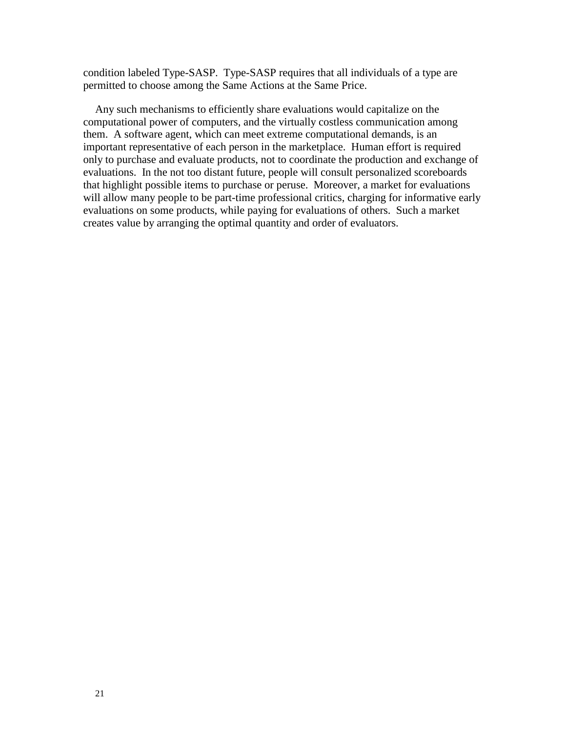condition labeled Type-SASP. Type-SASP requires that all individuals of a type are permitted to choose among the Same Actions at the Same Price.

Any such mechanisms to efficiently share evaluations would capitalize on the computational power of computers, and the virtually costless communication among them. A software agent, which can meet extreme computational demands, is an important representative of each person in the marketplace. Human effort is required only to purchase and evaluate products, not to coordinate the production and exchange of evaluations. In the not too distant future, people will consult personalized scoreboards that highlight possible items to purchase or peruse. Moreover, a market for evaluations will allow many people to be part-time professional critics, charging for informative early evaluations on some products, while paying for evaluations of others. Such a market creates value by arranging the optimal quantity and order of evaluators.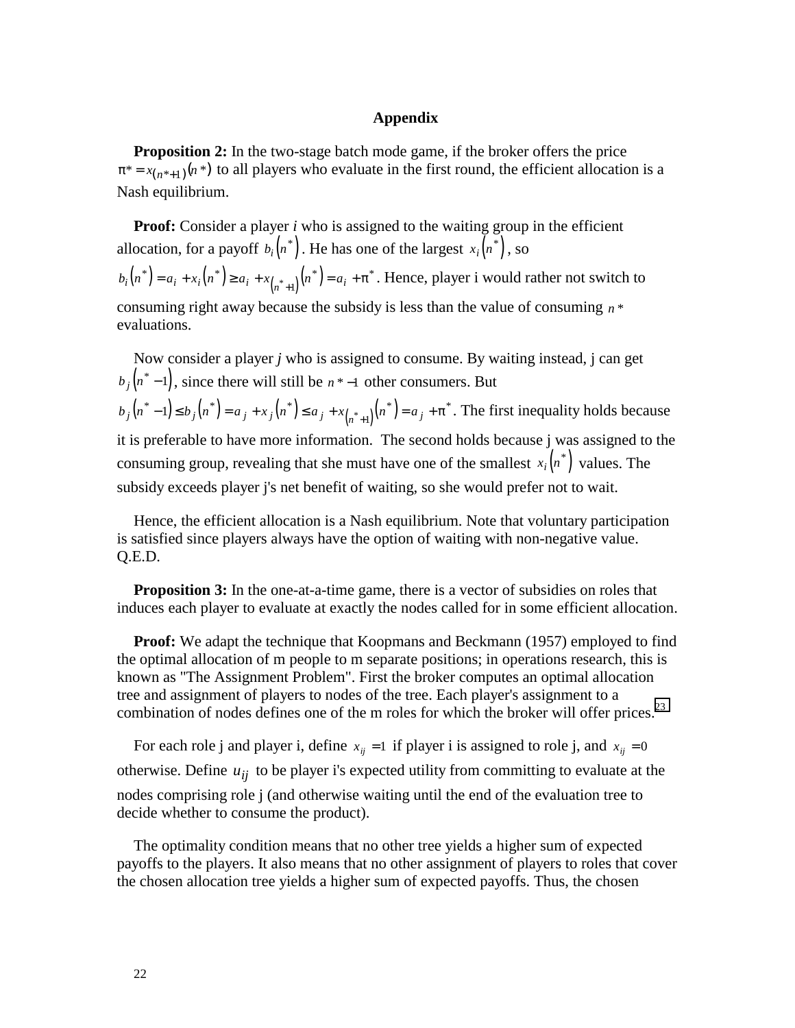## Appendix

**Proposition 2:** In the two-stage batch mode game, if the broker offers the price $\pi^* = x_{(n^*+1)}(n^*)$ to all players who evaluate in the first round, the efficient allocation is a Nash equilibrium.

**Proof:** Consider a player *i* who is assigned to the waiting group in the efficient allocation, for a payoff $b_i(n^*)$. He has one of the largest $x_i(n^*)$, so $b_i(n^*) = a_i + x_i(n^*) \geq a_i + x_{(n^*+1)}(n^*) = a_i + \pi^*$. Hence, player i would rather not switch to consuming right away because the subsidy is less than the value of consuming $n^*$ evaluations.

Now consider a player *j* who is assigned to consume. By waiting instead, j can get $b_j(n^* - 1)$, since there will still be $n^* - 1$ other consumers. But $b_j(n^* - 1) \leq b_j(n^*) = a_j + x_j(n^*) \leq a_j + x_{(n^*+1)}(n^*) = a_j + \pi^*$. The first inequality holds because it is preferable to have more information. The second holds because j was assigned to the consuming group, revealing that she must have one of the smallest $x_i(n^*)$ values. The subsidy exceeds player j's net benefit of waiting, so she would prefer not to wait.

Hence, the efficient allocation is a Nash equilibrium. Note that voluntary participation is satisfied since players always have the option of waiting with non-negative value. Q.E.D.

**Proposition 3:** In the one-at-a-time game, there is a vector of subsidies on roles that induces each player to evaluate at exactly the nodes called for in some efficient allocation.

**Proof:** We adapt the technique that Koopmans and Beckmann (1957) employed to find the optimal allocation of m people to m separate positions; in operations research, this is known as "The Assignment Problem". First the broker computes an optimal allocation tree and assignment of players to nodes of the tree. Each player's assignment to a combination of nodes defines one of the m roles for which the broker will offer prices.[23]

For each role j and player i, define $x_{ij} = 1$ if player i is assigned to role j, and $x_{ij} = 0$ otherwise. Define $u_{ij}$ to be player i's expected utility from committing to evaluate at the nodes comprising role j (and otherwise waiting until the end of the evaluation tree to decide whether to consume the product).

The optimality condition means that no other tree yields a higher sum of expected payoffs to the players. It also means that no other assignment of players to roles that cover the chosen allocation tree yields a higher sum of expected payoffs. Thus, the chosen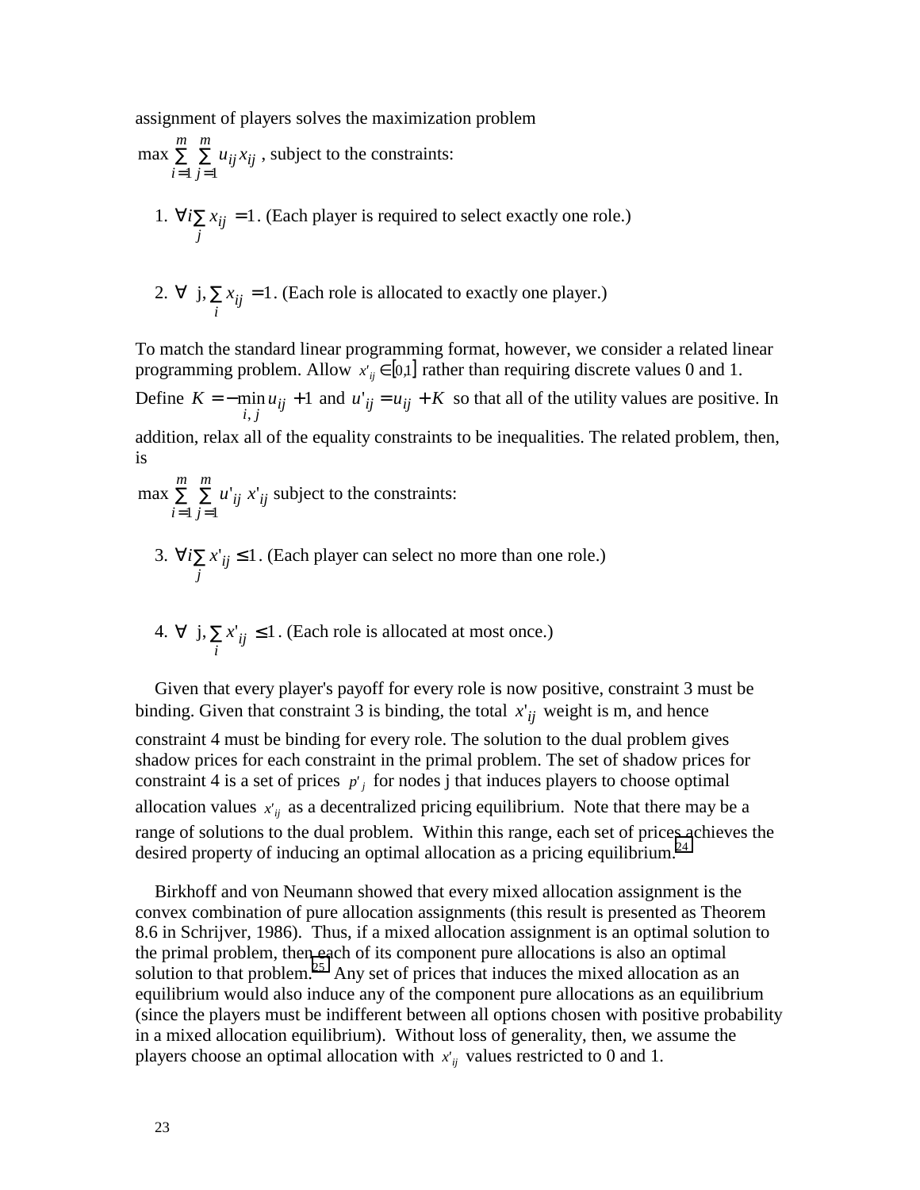assignment of players solves the maximization problem

$\max \sum_{i=1}^{m} \sum_{j=1}^{m} u_{ij} x_{ij}$ , subject to the constraints:

1. $\forall i \sum_{j} x_{ij} = 1$. (Each player is required to select exactly one role.)

2. $\forall$ j, $\sum_{i} x_{ij} = 1$. (Each role is allocated to exactly one player.)

To match the standard linear programming format, however, we consider a related linear programming problem. Allow $x'_{ij} \in [0,1]$ rather than requiring discrete values 0 and 1. Define $K = -\min_{i,j} u_{ij} + 1$ and $u'_{ij} = u_{ij} + K$ so that all of the utility values are positive. In addition, relax all of the equality constraints to be inequalities. The related problem, then, is

$\max \sum_{i=1}^{m} \sum_{j=1}^{m} u'_{ij} \, x'_{ij}$ subject to the constraints:

3. $\forall i \sum_{j} x'_{ij} \leq 1$. (Each player can select no more than one role.)

4. $\forall$ j, $\sum_{i} x'_{ij} \leq 1$. (Each role is allocated at most once.)

Given that every player's payoff for every role is now positive, constraint 3 must be binding. Given that constraint 3 is binding, the total $x'_{ij}$ weight is m, and hence constraint 4 must be binding for every role. The solution to the dual problem gives shadow prices for each constraint in the primal problem. The set of shadow prices for constraint 4 is a set of prices $p'_j$ for nodes j that induces players to choose optimal allocation values $x'_{ij}$ as a decentralized pricing equilibrium. Note that there may be a range of solutions to the dual problem. Within this range, each set of prices achieves the desired property of inducing an optimal allocation as a pricing equilibrium.[24]

Birkhoff and von Neumann showed that every mixed allocation assignment is the convex combination of pure allocation assignments (this result is presented as Theorem 8.6 in Schrijver, 1986). Thus, if a mixed allocation assignment is an optimal solution to the primal problem, then each of its component pure allocations is also an optimal solution to that problem.[25] Any set of prices that induces the mixed allocation as an equilibrium would also induce any of the component pure allocations as an equilibrium (since the players must be indifferent between all options chosen with positive probability in a mixed allocation equilibrium). Without loss of generality, then, we assume the players choose an optimal allocation with $x'_{ij}$ values restricted to 0 and 1.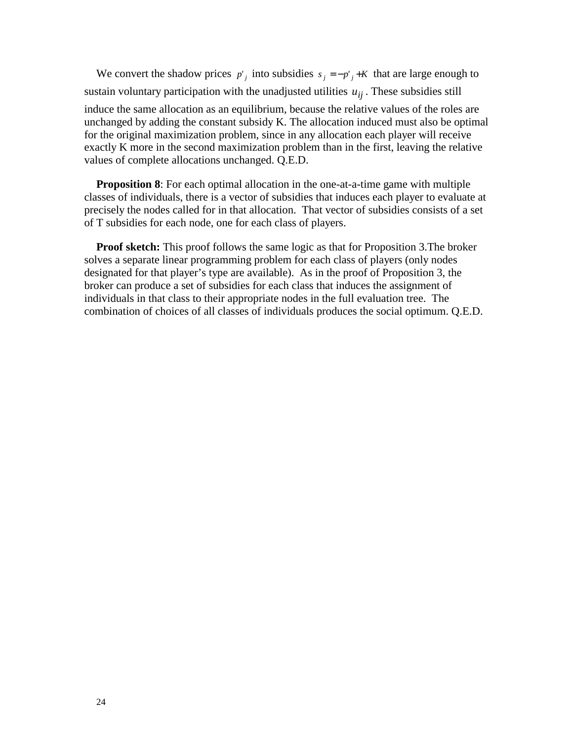We convert the shadow prices $p'_j$ into subsidies $s_j = -p'_j + K$ that are large enough to sustain voluntary participation with the unadjusted utilities $u_{ij}$. These subsidies still induce the same allocation as an equilibrium, because the relative values of the roles are unchanged by adding the constant subsidy K. The allocation induced must also be optimal for the original maximization problem, since in any allocation each player will receive exactly K more in the second maximization problem than in the first, leaving the relative values of complete allocations unchanged. Q.E.D.

**Proposition 8**: For each optimal allocation in the one-at-a-time game with multiple classes of individuals, there is a vector of subsidies that induces each player to evaluate at precisely the nodes called for in that allocation. That vector of subsidies consists of a set of T subsidies for each node, one for each class of players.

**Proof sketch:** This proof follows the same logic as that for Proposition 3.The broker solves a separate linear programming problem for each class of players (only nodes designated for that player's type are available). As in the proof of Proposition 3, the broker can produce a set of subsidies for each class that induces the assignment of individuals in that class to their appropriate nodes in the full evaluation tree. The combination of choices of all classes of individuals produces the social optimum. Q.E.D.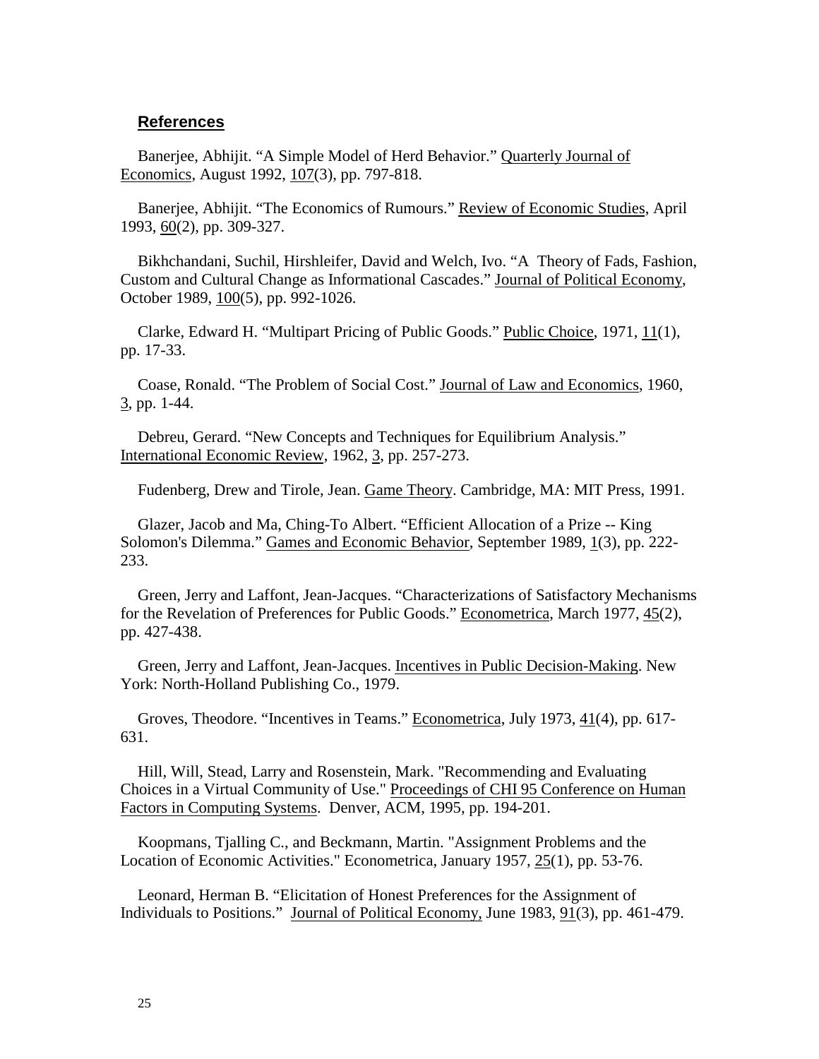## References

Banerjee, Abhijit. "A Simple Model of Herd Behavior." Quarterly Journal of Economics, August 1992, 107(3), pp. 797-818.

Banerjee, Abhijit. "The Economics of Rumours." Review of Economic Studies, April 1993, 60(2), pp. 309-327.

Bikhchandani, Suchil, Hirshleifer, David and Welch, Ivo. "A Theory of Fads, Fashion, Custom and Cultural Change as Informational Cascades." Journal of Political Economy, October 1989, 100(5), pp. 992-1026.

Clarke, Edward H. "Multipart Pricing of Public Goods." Public Choice, 1971, 11(1), pp. 17-33.

Coase, Ronald. "The Problem of Social Cost." Journal of Law and Economics, 1960, 3, pp. 1-44.

Debreu, Gerard. "New Concepts and Techniques for Equilibrium Analysis." International Economic Review, 1962, 3, pp. 257-273.

Fudenberg, Drew and Tirole, Jean. Game Theory. Cambridge, MA: MIT Press, 1991.

Glazer, Jacob and Ma, Ching-To Albert. "Efficient Allocation of a Prize -- King Solomon's Dilemma." Games and Economic Behavior, September 1989, 1(3), pp. 222-233.

Green, Jerry and Laffont, Jean-Jacques. "Characterizations of Satisfactory Mechanisms for the Revelation of Preferences for Public Goods." Econometrica, March 1977, 45(2), pp. 427-438.

Green, Jerry and Laffont, Jean-Jacques. Incentives in Public Decision-Making. New York: North-Holland Publishing Co., 1979.

Groves, Theodore. "Incentives in Teams." Econometrica, July 1973, 41(4), pp. 617-631.

Hill, Will, Stead, Larry and Rosenstein, Mark. "Recommending and Evaluating Choices in a Virtual Community of Use." Proceedings of CHI 95 Conference on Human Factors in Computing Systems. Denver, ACM, 1995, pp. 194-201.

Koopmans, Tjalling C., and Beckmann, Martin. "Assignment Problems and the Location of Economic Activities." Econometrica, January 1957, 25(1), pp. 53-76.

Leonard, Herman B. "Elicitation of Honest Preferences for the Assignment of Individuals to Positions." Journal of Political Economy, June 1983, 91(3), pp. 461-479.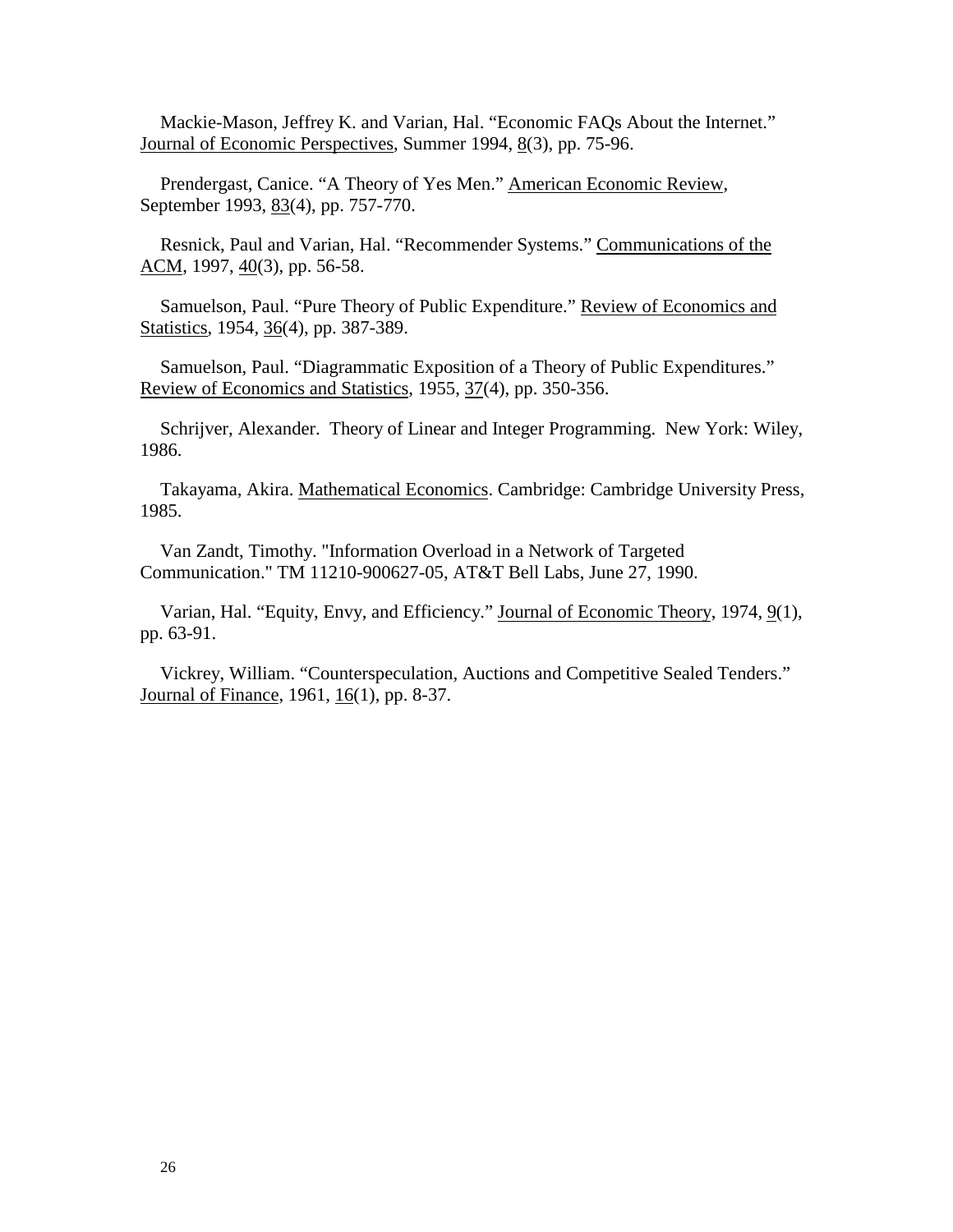Mackie-Mason, Jeffrey K. and Varian, Hal. "Economic FAQs About the Internet." Journal of Economic Perspectives, Summer 1994, 8(3), pp. 75-96.

Prendergast, Canice. "A Theory of Yes Men." American Economic Review, September 1993, 83(4), pp. 757-770.

Resnick, Paul and Varian, Hal. "Recommender Systems." Communications of the ACM, 1997, 40(3), pp. 56-58.

Samuelson, Paul. "Pure Theory of Public Expenditure." Review of Economics and Statistics, 1954, 36(4), pp. 387-389.

Samuelson, Paul. "Diagrammatic Exposition of a Theory of Public Expenditures." Review of Economics and Statistics, 1955, 37(4), pp. 350-356.

Schrijver, Alexander. Theory of Linear and Integer Programming. New York: Wiley, 1986.

Takayama, Akira. Mathematical Economics. Cambridge: Cambridge University Press, 1985.

Van Zandt, Timothy. "Information Overload in a Network of Targeted Communication." TM 11210-900627-05, AT&T Bell Labs, June 27, 1990.

Varian, Hal. "Equity, Envy, and Efficiency." Journal of Economic Theory, 1974, 9(1), pp. 63-91.

Vickrey, William. "Counterspeculation, Auctions and Competitive Sealed Tenders." Journal of Finance, 1961, 16(1), pp. 8-37.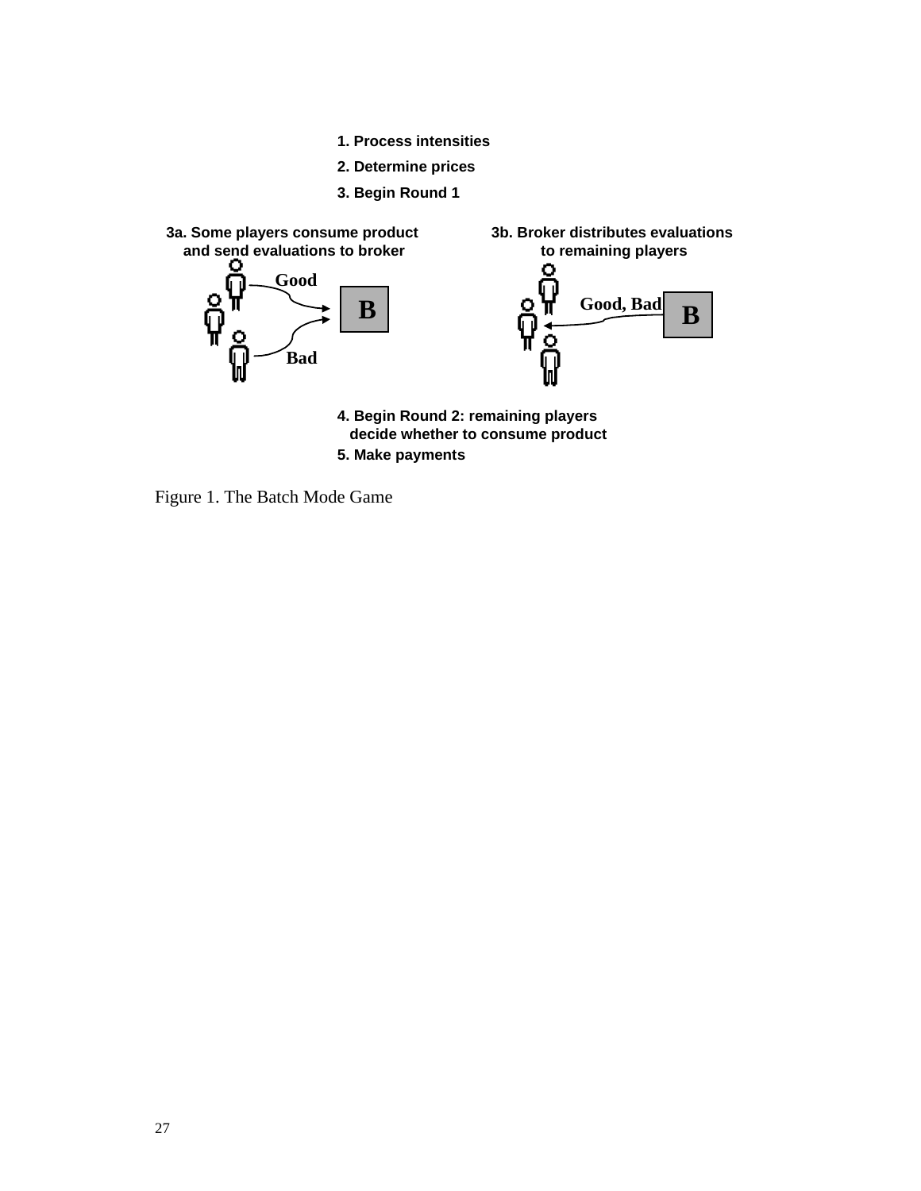1. Process intensities

2. Determine prices

3. Begin Round 1

3a. Some players consume product and send evaluations to broker

Good

B

Bad

3b. Broker distributes evaluations to remaining players

Good, Bad

B

4. Begin Round 2: remaining players decide whether to consume product

5. Make payments

Figure 1. The Batch Mode Game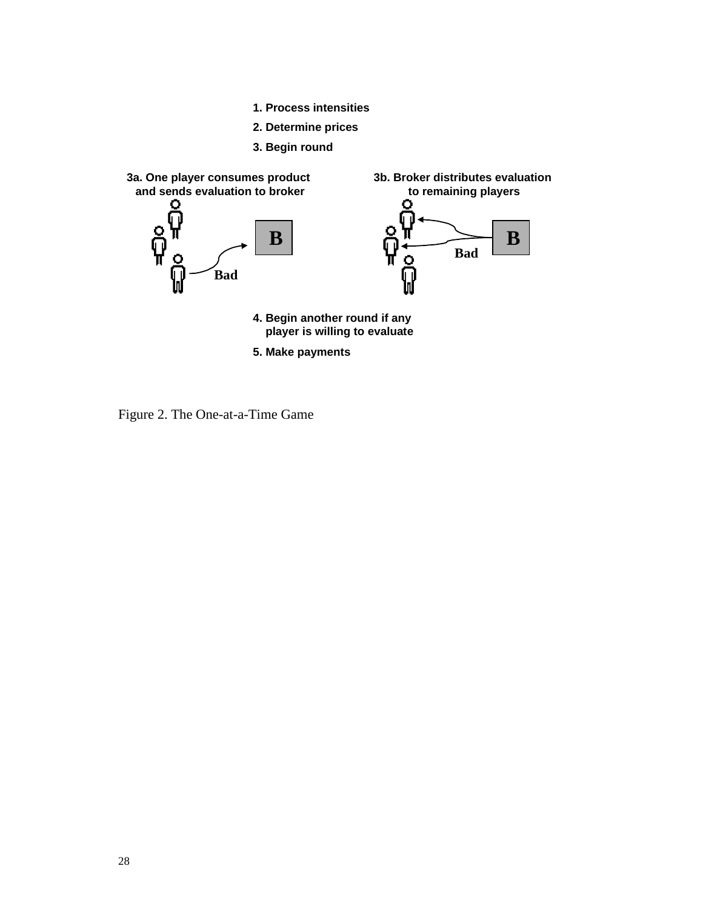1. Process intensities
2. Determine prices
3. Begin round

3a. One player consumes product and sends evaluation to broker

3b. Broker distributes evaluation to remaining players

Bad

B

Bad

B

4. Begin another round if any player is willing to evaluate
5. Make payments

Figure 2. The One-at-a-Time Game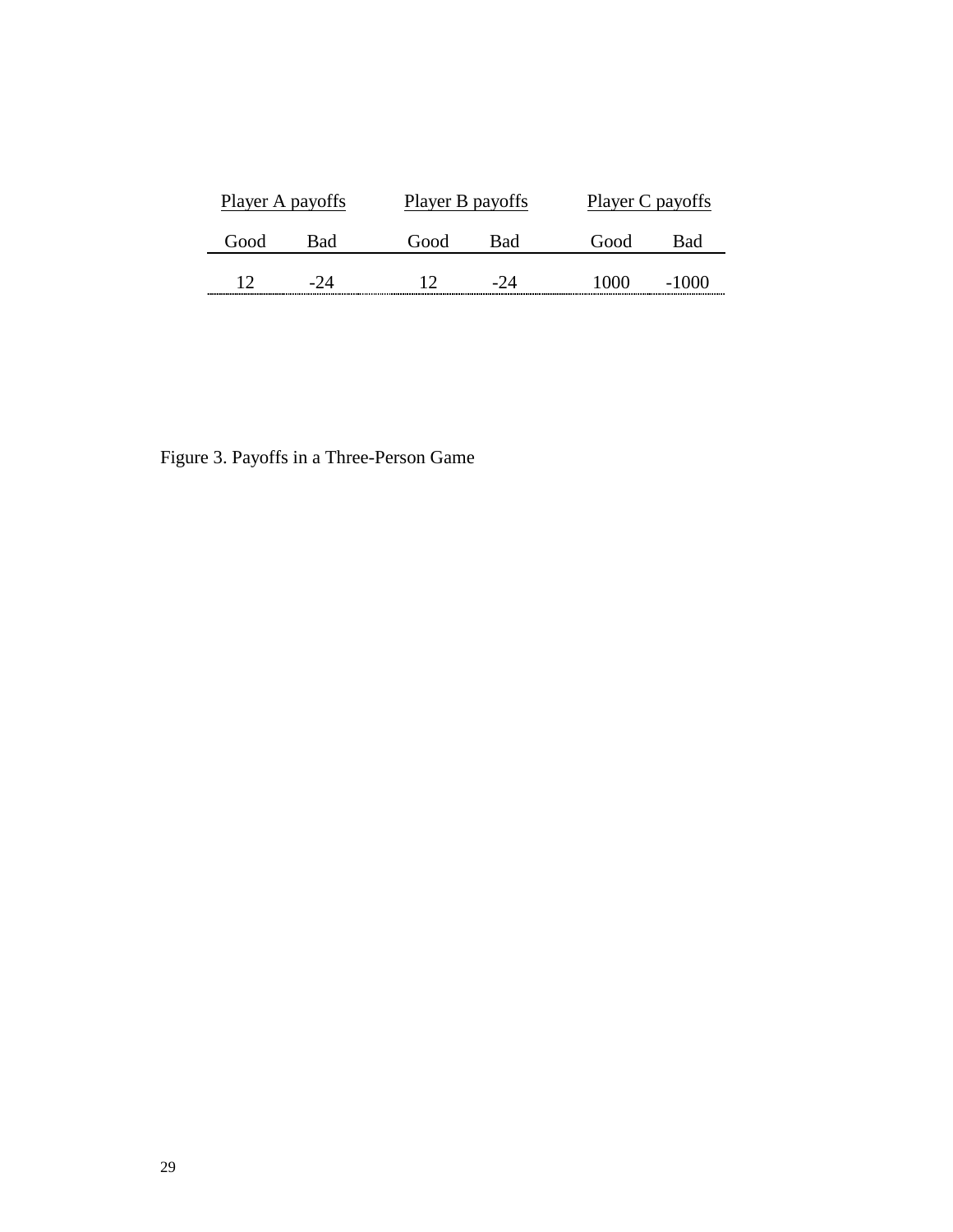| Player A payoffs | | Player B payoffs | | Player C payoffs | |
|---|---|---|---|---|---|
| Good | Bad | Good | Bad | Good | Bad |
| 12 | -24 | 12 | -24 | 1000 | -1000 |

Figure 3. Payoffs in a Three-Person Game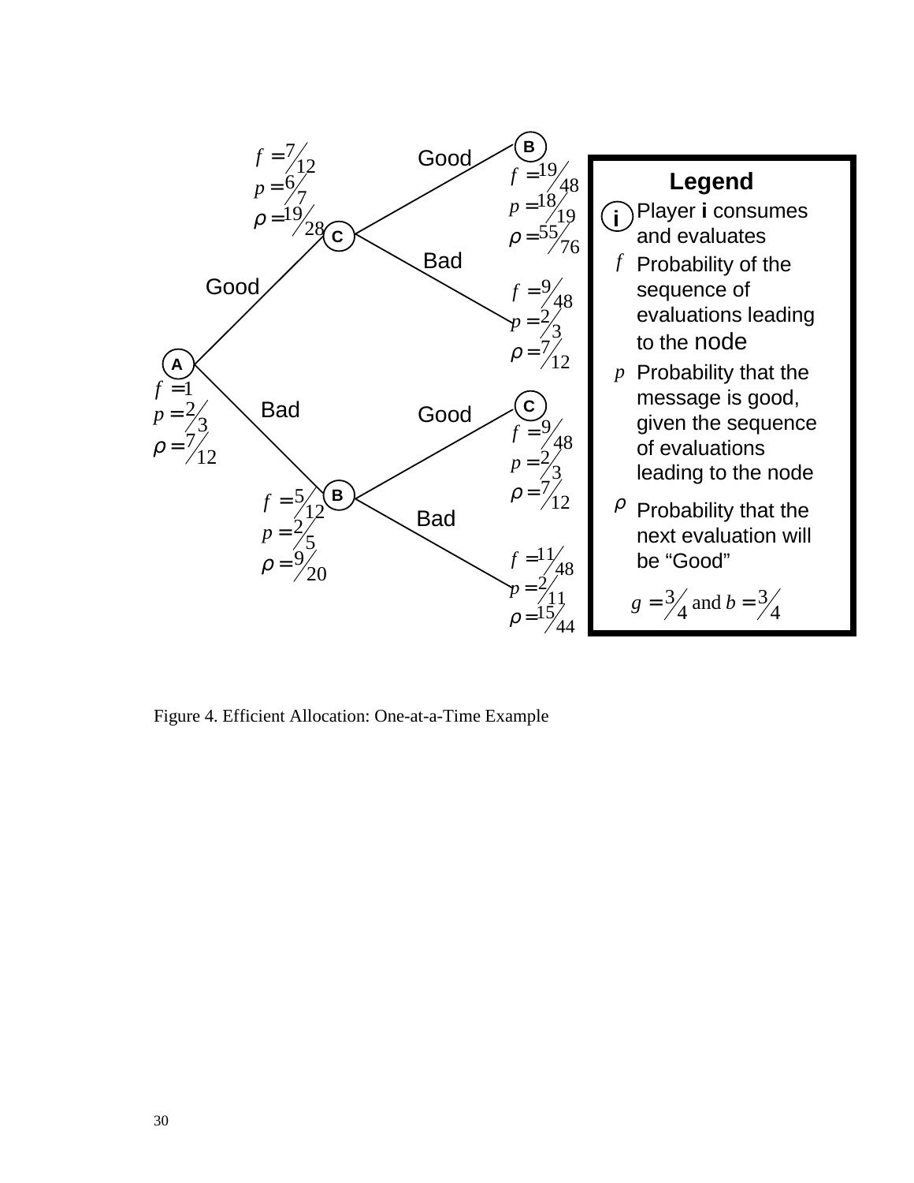**Node A** (root): $f = 1$, $p = 2/3$, $\rho = 7/12$

- **Good** → **Node C**: $f = 7/12$, $p = 6/7$, $\rho = 19/28$
  - **Good** → **Node B**: $f = 19/48$, $p = 18/19$, $\rho = 55/76$
  - **Bad**: $f = 9/48$, $p = 2/3$, $\rho = 7/12$
- **Bad** → **Node B**: $f = 5/12$, $p = 2/5$, $\rho = 9/20$
  - **Good** → **Node C**: $f = 9/48$, $p = 2/3$, $\rho = 7/12$
  - **Bad**: $f = 11/48$, $p = 2/11$, $\rho = 15/44$

**Legend**

- **i** Player **i** consumes and evaluates
- $f$ Probability of the sequence of evaluations leading to the node
- $p$ Probability that the message is good, given the sequence of evaluations leading to the node
- $\rho$ Probability that the next evaluation will be "Good"

$g = 3/4$ and $b = 3/4$

Figure 4. Efficient Allocation: One-at-a-Time Example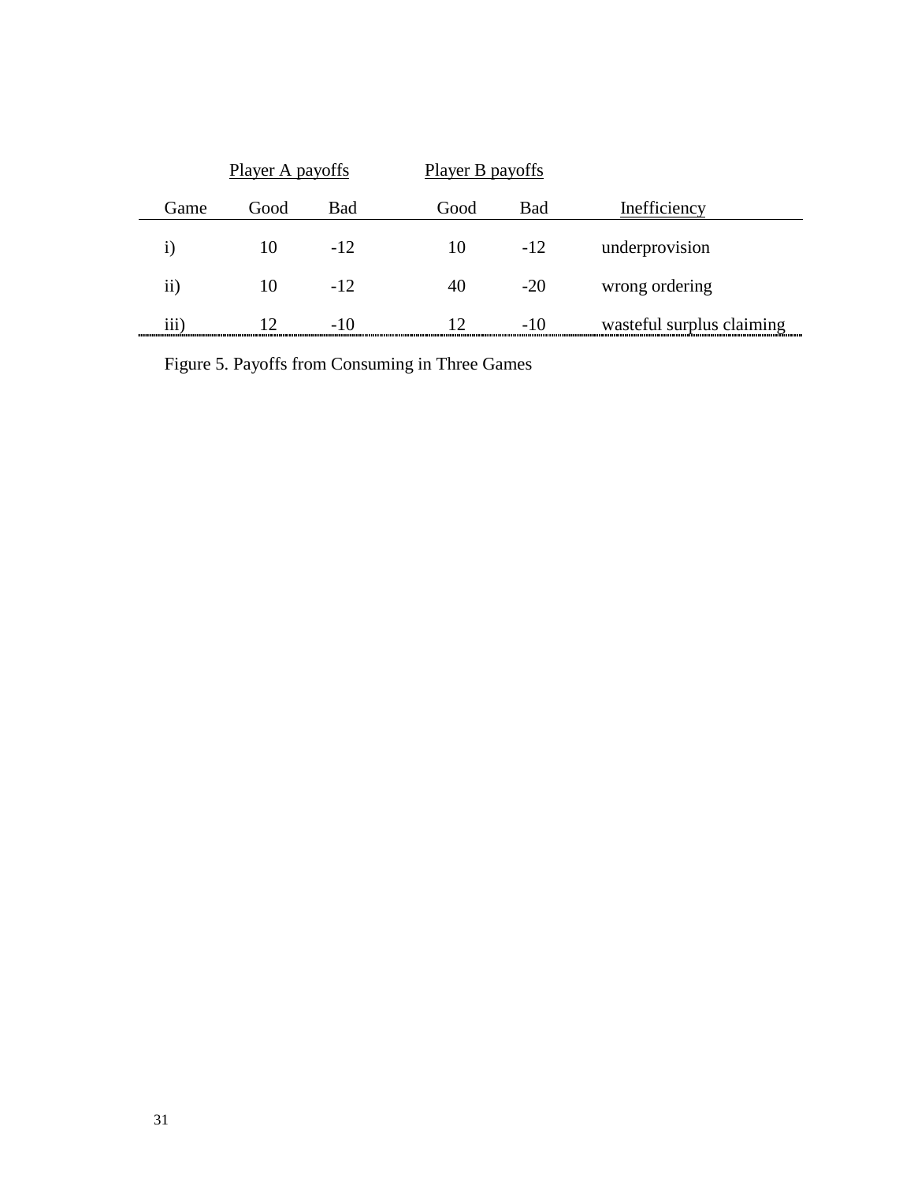| | Player A payoffs | | Player B payoffs | | |
|---|---|---|---|---|---|
| Game | Good | Bad | Good | Bad | Inefficiency |
| i) | 10 | -12 | 10 | -12 | underprovision |
| ii) | 10 | -12 | 40 | -20 | wrong ordering |
| iii) | 12 | -10 | 12 | -10 | wasteful surplus claiming |

Figure 5. Payoffs from Consuming in Three Games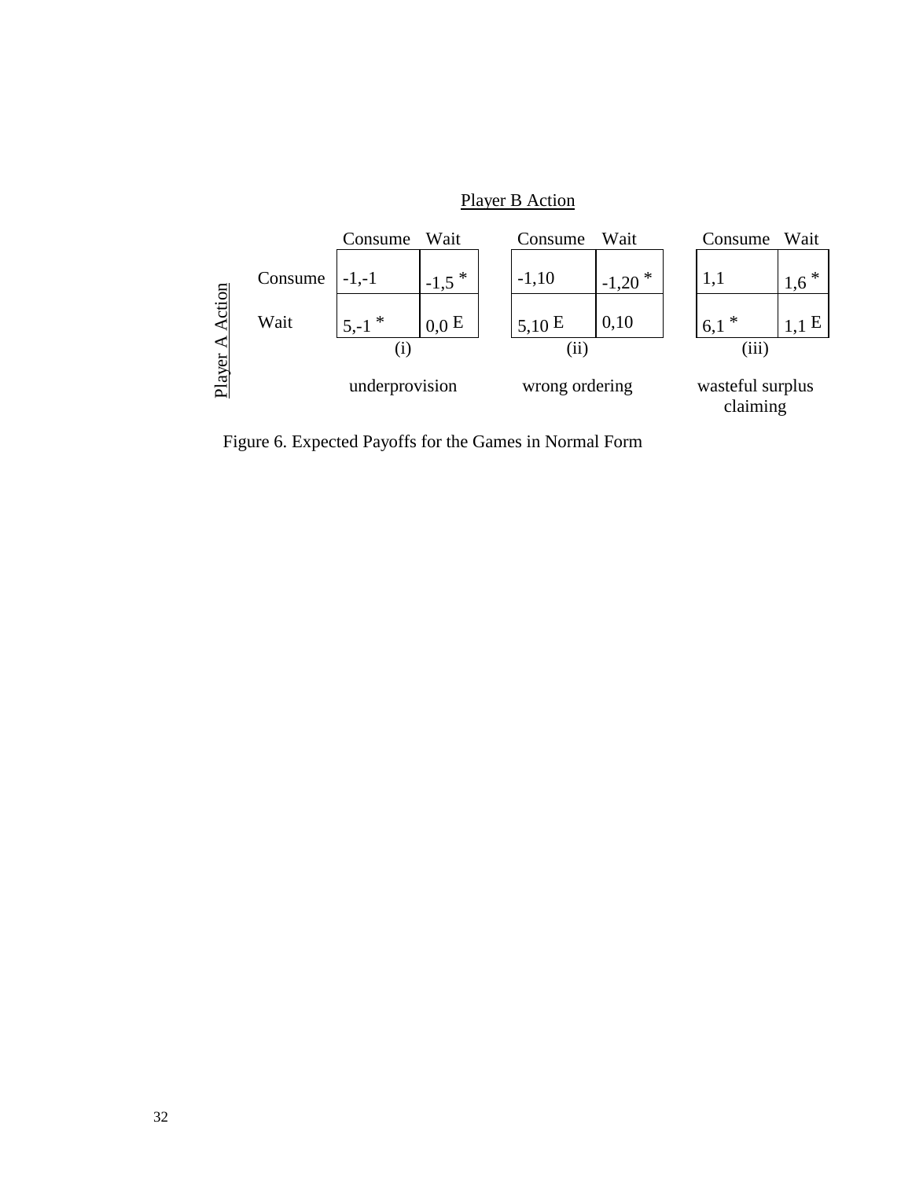Player B Action

| Player A Action | Consume | Wait | | Consume | Wait | | Consume | Wait |
|---|---|---|---|---|---|---|---|---|
| Consume | -1,-1 | -1,5 * | | -1,10 | -1,20 * | | 1,1 | 1,6 * |
| Wait | 5,-1 * | 0,0 E | | 5,10 E | 0,10 | | 6,1 * | 1,1 E |
| | (i) underprovision | | | (ii) wrong ordering | | | (iii) wasteful surplus claiming | |

Figure 6. Expected Payoffs for the Games in Normal Form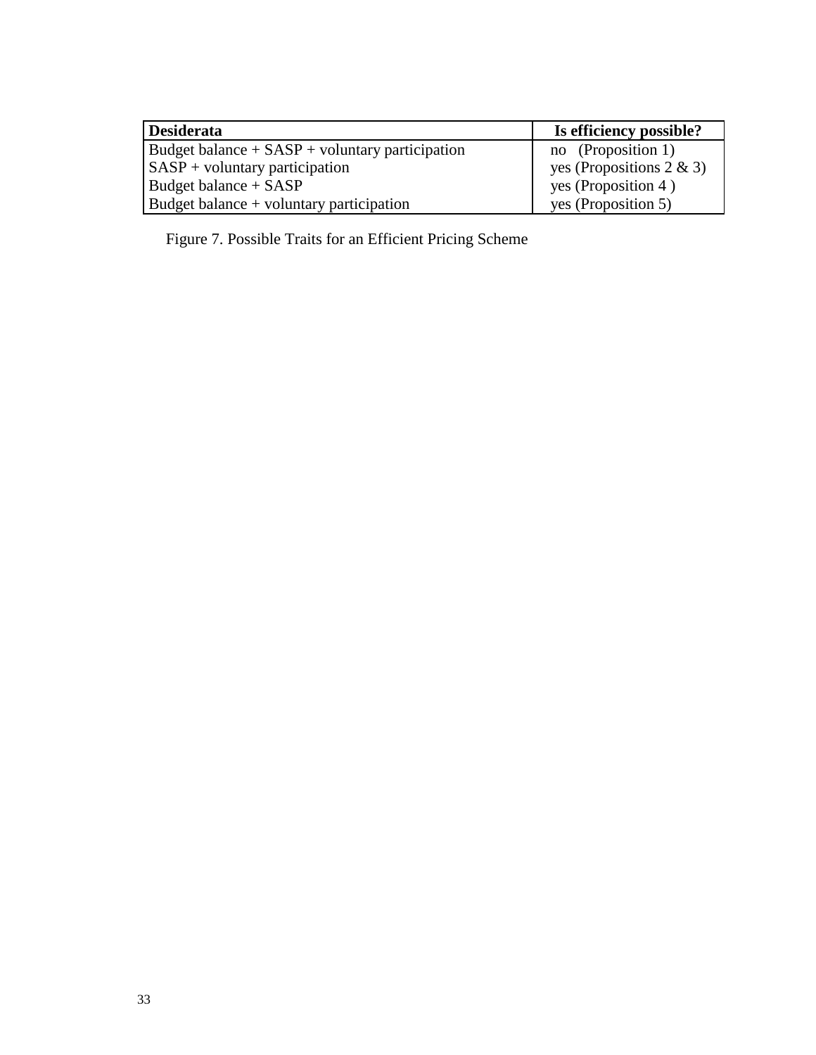| **Desiderata** | **Is efficiency possible?** |
|---|---|
| Budget balance + SASP + voluntary participation | no (Proposition 1) |
| SASP + voluntary participation | yes (Propositions 2 & 3) |
| Budget balance + SASP | yes (Proposition 4 ) |
| Budget balance + voluntary participation | yes (Proposition 5) |

Figure 7. Possible Traits for an Efficient Pricing Scheme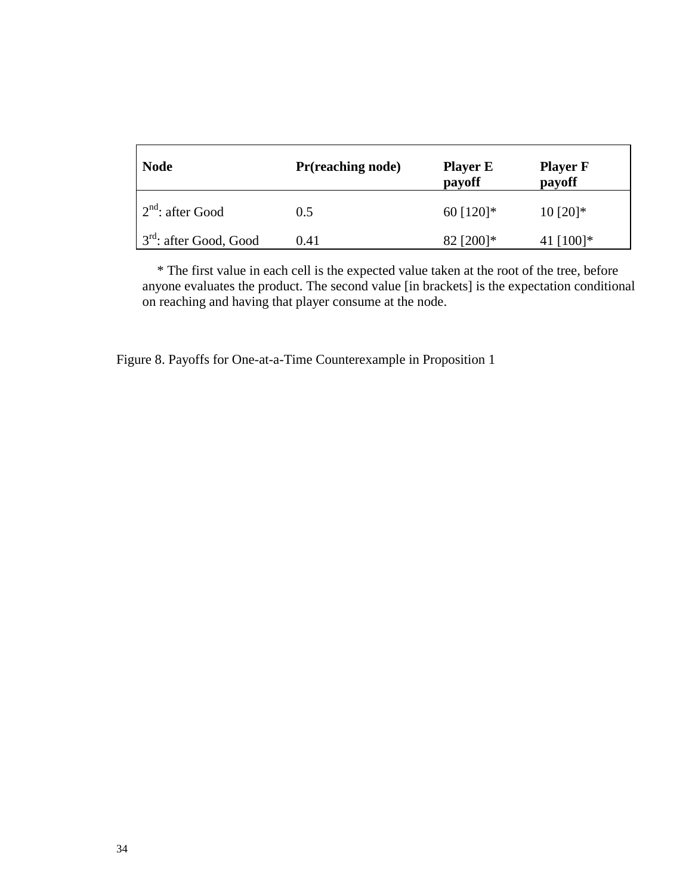| Node | Pr(reaching node) | Player E payoff | Player F payoff |
|---|---|---|---|
| 2nd: after Good | 0.5 | 60 [120]* | 10 [20]* |
| 3rd: after Good, Good | 0.41 | 82 [200]* | 41 [100]* |

* The first value in each cell is the expected value taken at the root of the tree, before anyone evaluates the product. The second value [in brackets] is the expectation conditional on reaching and having that player consume at the node.

Figure 8. Payoffs for One-at-a-Time Counterexample in Proposition 1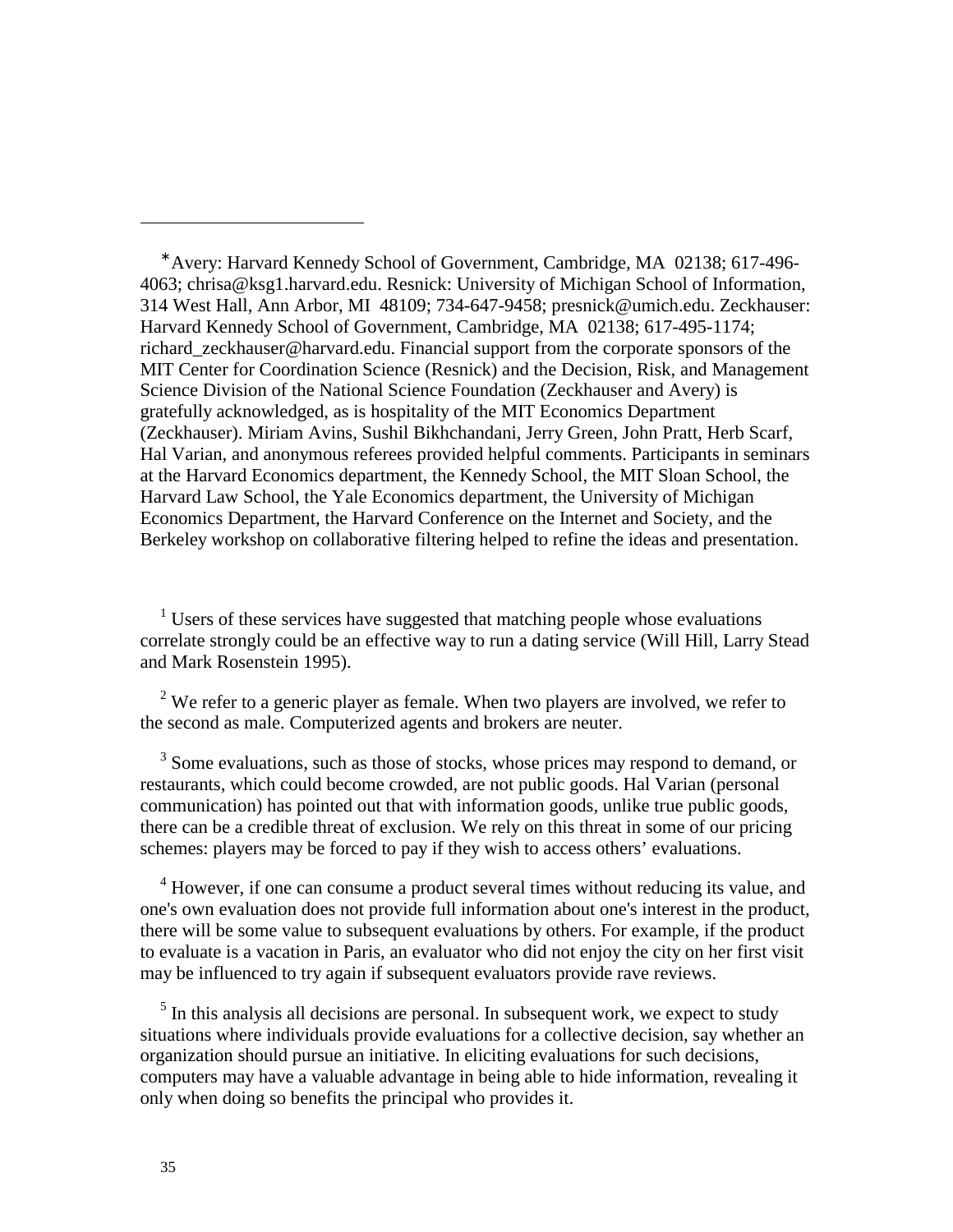---

[*] Avery: Harvard Kennedy School of Government, Cambridge, MA 02138; 617-496-4063; chrisa@ksg1.harvard.edu. Resnick: University of Michigan School of Information, 314 West Hall, Ann Arbor, MI 48109; 734-647-9458; presnick@umich.edu. Zeckhauser: Harvard Kennedy School of Government, Cambridge, MA 02138; 617-495-1174; richard_zeckhauser@harvard.edu. Financial support from the corporate sponsors of the MIT Center for Coordination Science (Resnick) and the Decision, Risk, and Management Science Division of the National Science Foundation (Zeckhauser and Avery) is gratefully acknowledged, as is hospitality of the MIT Economics Department (Zeckhauser). Miriam Avins, Sushil Bikhchandani, Jerry Green, John Pratt, Herb Scarf, Hal Varian, and anonymous referees provided helpful comments. Participants in seminars at the Harvard Economics department, the Kennedy School, the MIT Sloan School, the Harvard Law School, the Yale Economics department, the University of Michigan Economics Department, the Harvard Conference on the Internet and Society, and the Berkeley workshop on collaborative filtering helped to refine the ideas and presentation.

[1] Users of these services have suggested that matching people whose evaluations correlate strongly could be an effective way to run a dating service (Will Hill, Larry Stead and Mark Rosenstein 1995).

[2] We refer to a generic player as female. When two players are involved, we refer to the second as male. Computerized agents and brokers are neuter.

[3] Some evaluations, such as those of stocks, whose prices may respond to demand, or restaurants, which could become crowded, are not public goods. Hal Varian (personal communication) has pointed out that with information goods, unlike true public goods, there can be a credible threat of exclusion. We rely on this threat in some of our pricing schemes: players may be forced to pay if they wish to access others' evaluations.

[4] However, if one can consume a product several times without reducing its value, and one's own evaluation does not provide full information about one's interest in the product, there will be some value to subsequent evaluations by others. For example, if the product to evaluate is a vacation in Paris, an evaluator who did not enjoy the city on her first visit may be influenced to try again if subsequent evaluators provide rave reviews.

[5] In this analysis all decisions are personal. In subsequent work, we expect to study situations where individuals provide evaluations for a collective decision, say whether an organization should pursue an initiative. In eliciting evaluations for such decisions, computers may have a valuable advantage in being able to hide information, revealing it only when doing so benefits the principal who provides it.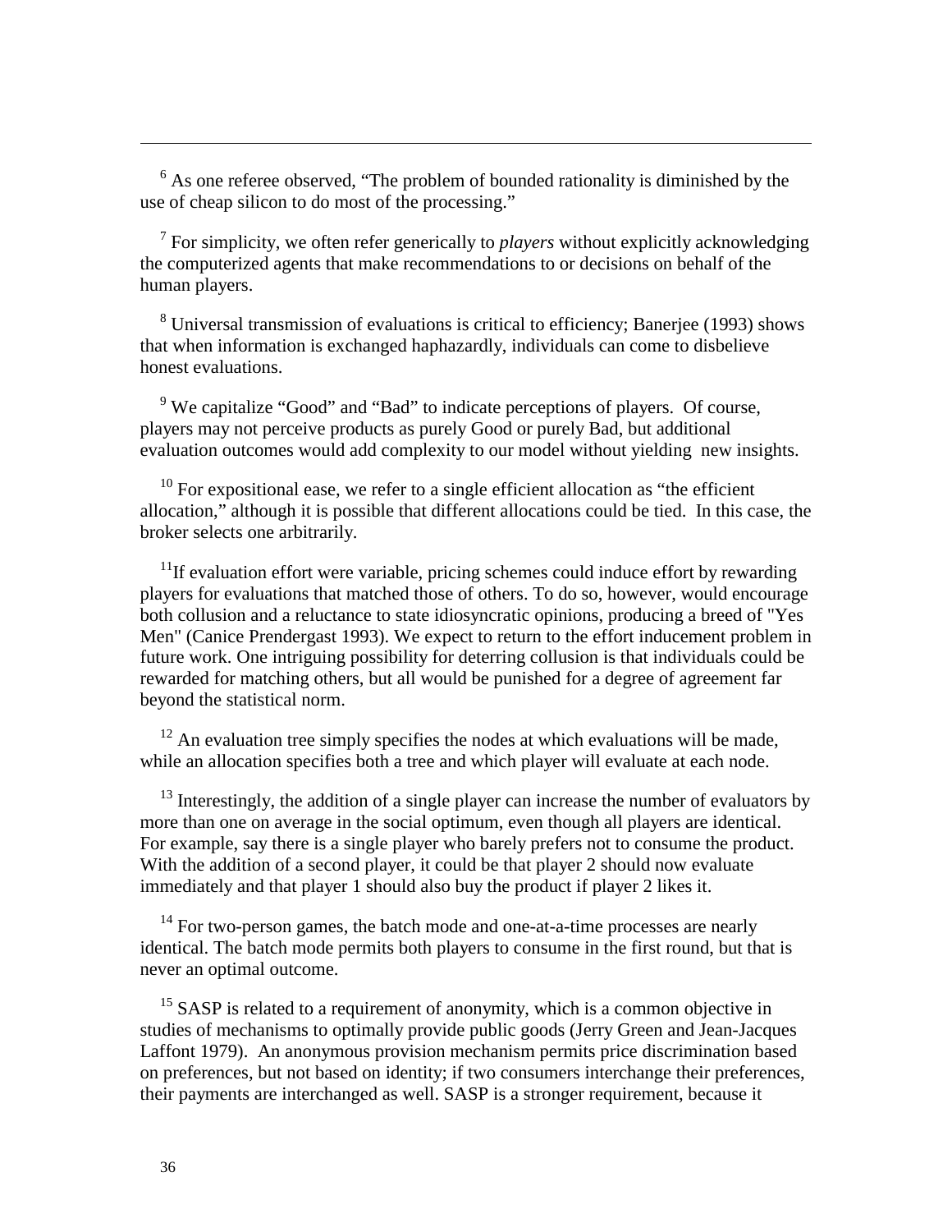---

[6] As one referee observed, “The problem of bounded rationality is diminished by the use of cheap silicon to do most of the processing.”

[7] For simplicity, we often refer generically to *players* without explicitly acknowledging the computerized agents that make recommendations to or decisions on behalf of the human players.

[8] Universal transmission of evaluations is critical to efficiency; Banerjee (1993) shows that when information is exchanged haphazardly, individuals can come to disbelieve honest evaluations.

[9] We capitalize “Good” and “Bad” to indicate perceptions of players. Of course, players may not perceive products as purely Good or purely Bad, but additional evaluation outcomes would add complexity to our model without yielding new insights.

[10] For expositional ease, we refer to a single efficient allocation as “the efficient allocation,” although it is possible that different allocations could be tied. In this case, the broker selects one arbitrarily.

[11] If evaluation effort were variable, pricing schemes could induce effort by rewarding players for evaluations that matched those of others. To do so, however, would encourage both collusion and a reluctance to state idiosyncratic opinions, producing a breed of "Yes Men" (Canice Prendergast 1993). We expect to return to the effort inducement problem in future work. One intriguing possibility for deterring collusion is that individuals could be rewarded for matching others, but all would be punished for a degree of agreement far beyond the statistical norm.

[12] An evaluation tree simply specifies the nodes at which evaluations will be made, while an allocation specifies both a tree and which player will evaluate at each node.

[13] Interestingly, the addition of a single player can increase the number of evaluators by more than one on average in the social optimum, even though all players are identical. For example, say there is a single player who barely prefers not to consume the product. With the addition of a second player, it could be that player 2 should now evaluate immediately and that player 1 should also buy the product if player 2 likes it.

[14] For two-person games, the batch mode and one-at-a-time processes are nearly identical. The batch mode permits both players to consume in the first round, but that is never an optimal outcome.

[15] SASP is related to a requirement of anonymity, which is a common objective in studies of mechanisms to optimally provide public goods (Jerry Green and Jean-Jacques Laffont 1979). An anonymous provision mechanism permits price discrimination based on preferences, but not based on identity; if two consumers interchange their preferences, their payments are interchanged as well. SASP is a stronger requirement, because it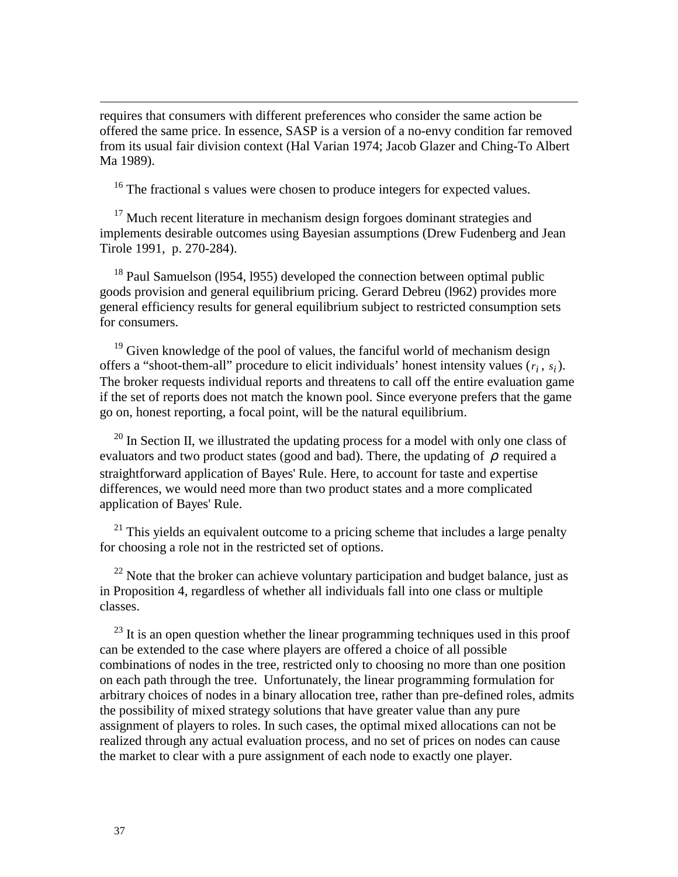requires that consumers with different preferences who consider the same action be offered the same price. In essence, SASP is a version of a no-envy condition far removed from its usual fair division context (Hal Varian 1974; Jacob Glazer and Ching-To Albert Ma 1989).

[16] The fractional s values were chosen to produce integers for expected values.

[17] Much recent literature in mechanism design forgoes dominant strategies and implements desirable outcomes using Bayesian assumptions (Drew Fudenberg and Jean Tirole 1991, p. 270-284).

[18] Paul Samuelson (l954, l955) developed the connection between optimal public goods provision and general equilibrium pricing. Gerard Debreu (l962) provides more general efficiency results for general equilibrium subject to restricted consumption sets for consumers.

[19] Given knowledge of the pool of values, the fanciful world of mechanism design offers a "shoot-them-all" procedure to elicit individuals' honest intensity values ($r_i$, $s_i$). The broker requests individual reports and threatens to call off the entire evaluation game if the set of reports does not match the known pool. Since everyone prefers that the game go on, honest reporting, a focal point, will be the natural equilibrium.

[20] In Section II, we illustrated the updating process for a model with only one class of evaluators and two product states (good and bad). There, the updating of $\rho$ required a straightforward application of Bayes' Rule. Here, to account for taste and expertise differences, we would need more than two product states and a more complicated application of Bayes' Rule.

[21] This yields an equivalent outcome to a pricing scheme that includes a large penalty for choosing a role not in the restricted set of options.

[22] Note that the broker can achieve voluntary participation and budget balance, just as in Proposition 4, regardless of whether all individuals fall into one class or multiple classes.

[23] It is an open question whether the linear programming techniques used in this proof can be extended to the case where players are offered a choice of all possible combinations of nodes in the tree, restricted only to choosing no more than one position on each path through the tree. Unfortunately, the linear programming formulation for arbitrary choices of nodes in a binary allocation tree, rather than pre-defined roles, admits the possibility of mixed strategy solutions that have greater value than any pure assignment of players to roles. In such cases, the optimal mixed allocations can not be realized through any actual evaluation process, and no set of prices on nodes can cause the market to clear with a pure assignment of each node to exactly one player.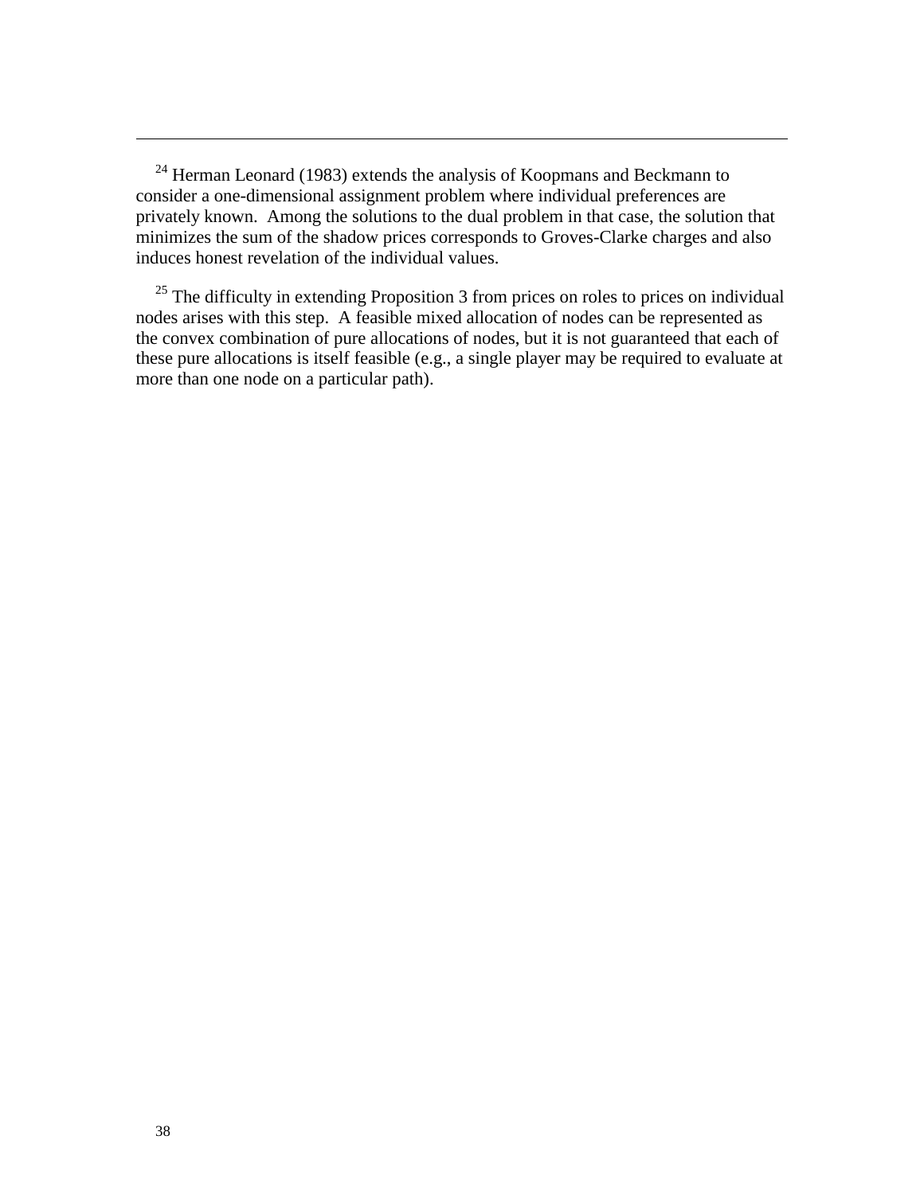[24] Herman Leonard (1983) extends the analysis of Koopmans and Beckmann to consider a one-dimensional assignment problem where individual preferences are privately known. Among the solutions to the dual problem in that case, the solution that minimizes the sum of the shadow prices corresponds to Groves-Clarke charges and also induces honest revelation of the individual values.

[25] The difficulty in extending Proposition 3 from prices on roles to prices on individual nodes arises with this step. A feasible mixed allocation of nodes can be represented as the convex combination of pure allocations of nodes, but it is not guaranteed that each of these pure allocations is itself feasible (e.g., a single player may be required to evaluate at more than one node on a particular path).